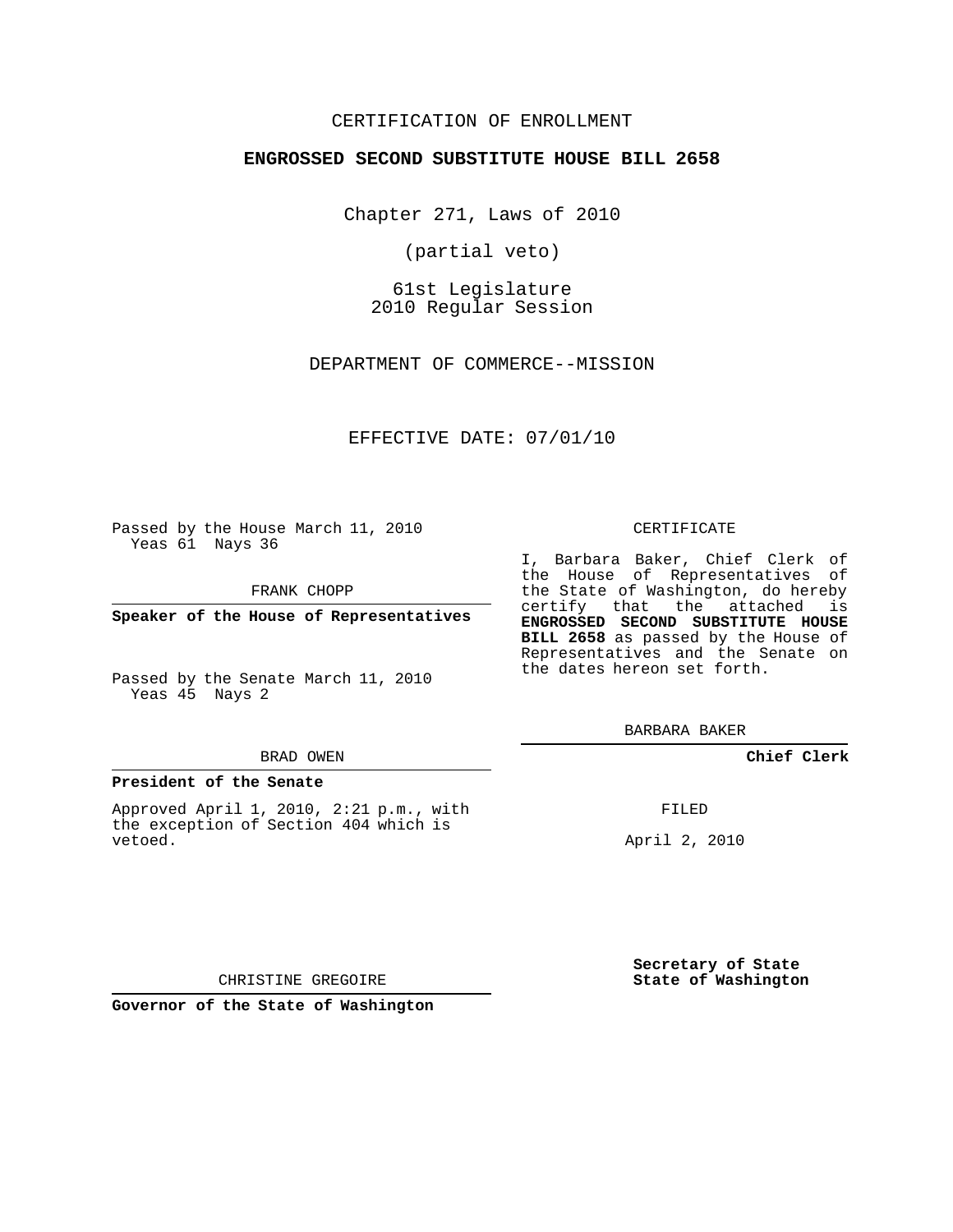CERTIFICATION OF ENROLLMENT

**ENGROSSED SECOND SUBSTITUTE HOUSE BILL 2658**

Chapter 271, Laws of 2010

(partial veto)

61st Legislature
2010 Regular Session

DEPARTMENT OF COMMERCE--MISSION

EFFECTIVE DATE: 07/01/10

Passed by the House March 11, 2010
Yeas 61 Nays 36

FRANK CHOPP

**Speaker of the House of Representatives**

Passed by the Senate March 11, 2010
Yeas 45 Nays 2

BRAD OWEN

**President of the Senate**

Approved April 1, 2010, 2:21 p.m., with the exception of Section 404 which is vetoed.

CHRISTINE GREGOIRE

**Governor of the State of Washington**

CERTIFICATE

I, Barbara Baker, Chief Clerk of the House of Representatives of the State of Washington, do hereby certify that the attached is **ENGROSSED SECOND SUBSTITUTE HOUSE BILL 2658** as passed by the House of Representatives and the Senate on the dates hereon set forth.

BARBARA BAKER

**Chief Clerk**

FILED

April 2, 2010

**Secretary of State**
**State of Washington**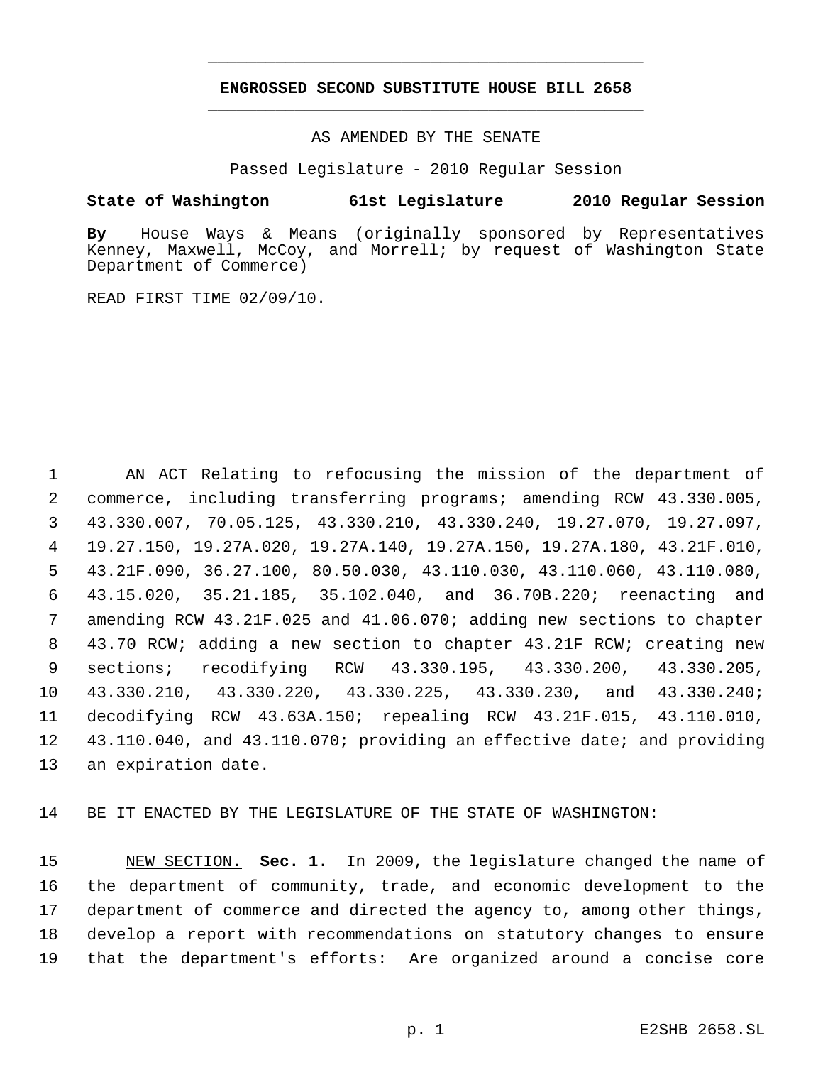## ENGROSSED SECOND SUBSTITUTE HOUSE BILL 2658

AS AMENDED BY THE SENATE

Passed Legislature - 2010 Regular Session

**State of Washington 61st Legislature 2010 Regular Session**

**By** House Ways & Means (originally sponsored by Representatives Kenney, Maxwell, McCoy, and Morrell; by request of Washington State Department of Commerce)

READ FIRST TIME 02/09/10.

1 AN ACT Relating to refocusing the mission of the department of
2 commerce, including transferring programs; amending RCW 43.330.005,
3 43.330.007, 70.05.125, 43.330.210, 43.330.240, 19.27.070, 19.27.097,
4 19.27.150, 19.27A.020, 19.27A.140, 19.27A.150, 19.27A.180, 43.21F.010,
5 43.21F.090, 36.27.100, 80.50.030, 43.110.030, 43.110.060, 43.110.080,
6 43.15.020, 35.21.185, 35.102.040, and 36.70B.220; reenacting and
7 amending RCW 43.21F.025 and 41.06.070; adding new sections to chapter
8 43.70 RCW; adding a new section to chapter 43.21F RCW; creating new
9 sections; recodifying RCW 43.330.195, 43.330.200, 43.330.205,
10 43.330.210, 43.330.220, 43.330.225, 43.330.230, and 43.330.240;
11 decodifying RCW 43.63A.150; repealing RCW 43.21F.015, 43.110.010,
12 43.110.040, and 43.110.070; providing an effective date; and providing
13 an expiration date.

14 BE IT ENACTED BY THE LEGISLATURE OF THE STATE OF WASHINGTON:

15 NEW SECTION. **Sec. 1.** In 2009, the legislature changed the name of
16 the department of community, trade, and economic development to the
17 department of commerce and directed the agency to, among other things,
18 develop a report with recommendations on statutory changes to ensure
19 that the department's efforts: Are organized around a concise core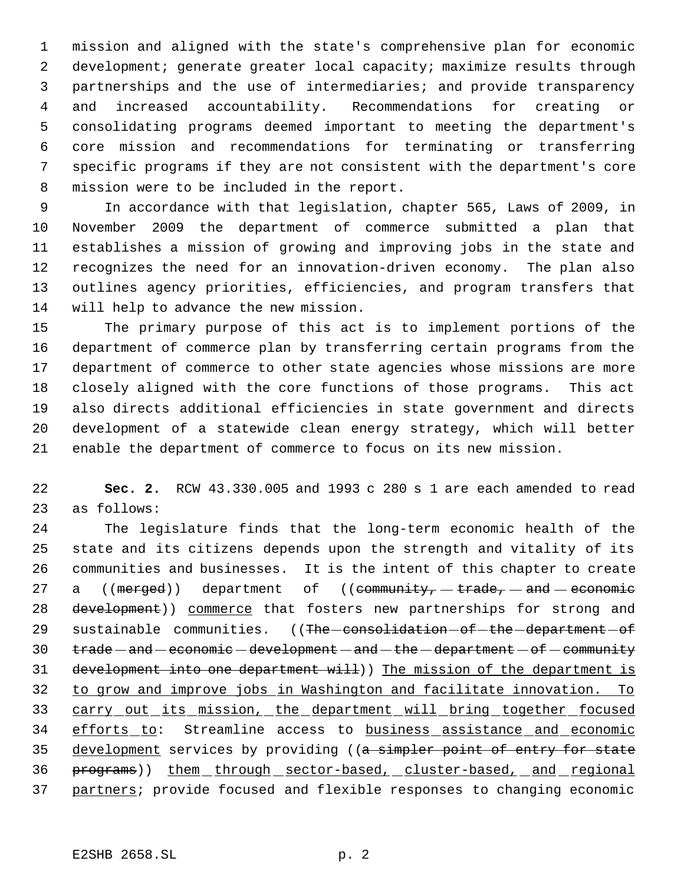mission and aligned with the state's comprehensive plan for economic development; generate greater local capacity; maximize results through partnerships and the use of intermediaries; and provide transparency and increased accountability. Recommendations for creating or consolidating programs deemed important to meeting the department's core mission and recommendations for terminating or transferring specific programs if they are not consistent with the department's core mission were to be included in the report.

In accordance with that legislation, chapter 565, Laws of 2009, in November 2009 the department of commerce submitted a plan that establishes a mission of growing and improving jobs in the state and recognizes the need for an innovation-driven economy. The plan also outlines agency priorities, efficiencies, and program transfers that will help to advance the new mission.

The primary purpose of this act is to implement portions of the department of commerce plan by transferring certain programs from the department of commerce to other state agencies whose missions are more closely aligned with the core functions of those programs. This act also directs additional efficiencies in state government and directs development of a statewide clean energy strategy, which will better enable the department of commerce to focus on its new mission.

**Sec. 2.** RCW 43.330.005 and 1993 c 280 s 1 are each amended to read as follows:

The legislature finds that the long-term economic health of the state and its citizens depends upon the strength and vitality of its communities and businesses. It is the intent of this chapter to create a ((~~merged~~)) department of ((~~community, trade, and economic development~~)) commerce that fosters new partnerships for strong and sustainable communities. ((~~The consolidation of the department of trade and economic development and the department of community development into one department will~~)) The mission of the department is to grow and improve jobs in Washington and facilitate innovation. To carry out its mission, the department will bring together focused efforts to: Streamline access to business assistance and economic development services by providing ((~~a simpler point of entry for state programs~~)) them through sector-based, cluster-based, and regional partners; provide focused and flexible responses to changing economic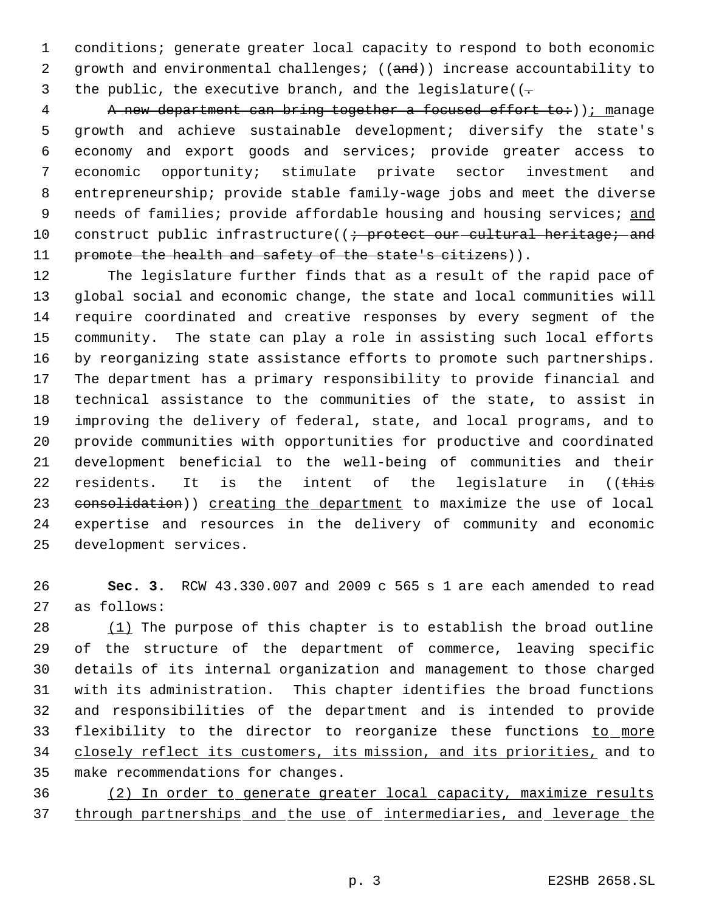conditions; generate greater local capacity to respond to both economic growth and environmental challenges; ((and)) increase accountability to the public, the executive branch, and the legislature((.

~~A new department can bring together a focused effort to:~~)); manage growth and achieve sustainable development; diversify the state's economy and export goods and services; provide greater access to economic opportunity; stimulate private sector investment and entrepreneurship; provide stable family-wage jobs and meet the diverse needs of families; provide affordable housing and housing services; and construct public infrastructure((~~; protect our cultural heritage; and promote the health and safety of the state's citizens~~)).

The legislature further finds that as a result of the rapid pace of global social and economic change, the state and local communities will require coordinated and creative responses by every segment of the community. The state can play a role in assisting such local efforts by reorganizing state assistance efforts to promote such partnerships. The department has a primary responsibility to provide financial and technical assistance to the communities of the state, to assist in improving the delivery of federal, state, and local programs, and to provide communities with opportunities for productive and coordinated development beneficial to the well-being of communities and their residents. It is the intent of the legislature in ((~~this consolidation~~)) creating the department to maximize the use of local expertise and resources in the delivery of community and economic development services.

**Sec. 3.** RCW 43.330.007 and 2009 c 565 s 1 are each amended to read as follows:

(1) The purpose of this chapter is to establish the broad outline of the structure of the department of commerce, leaving specific details of its internal organization and management to those charged with its administration. This chapter identifies the broad functions and responsibilities of the department and is intended to provide flexibility to the director to reorganize these functions to more closely reflect its customers, its mission, and its priorities, and to make recommendations for changes.

(2) In order to generate greater local capacity, maximize results through partnerships and the use of intermediaries, and leverage the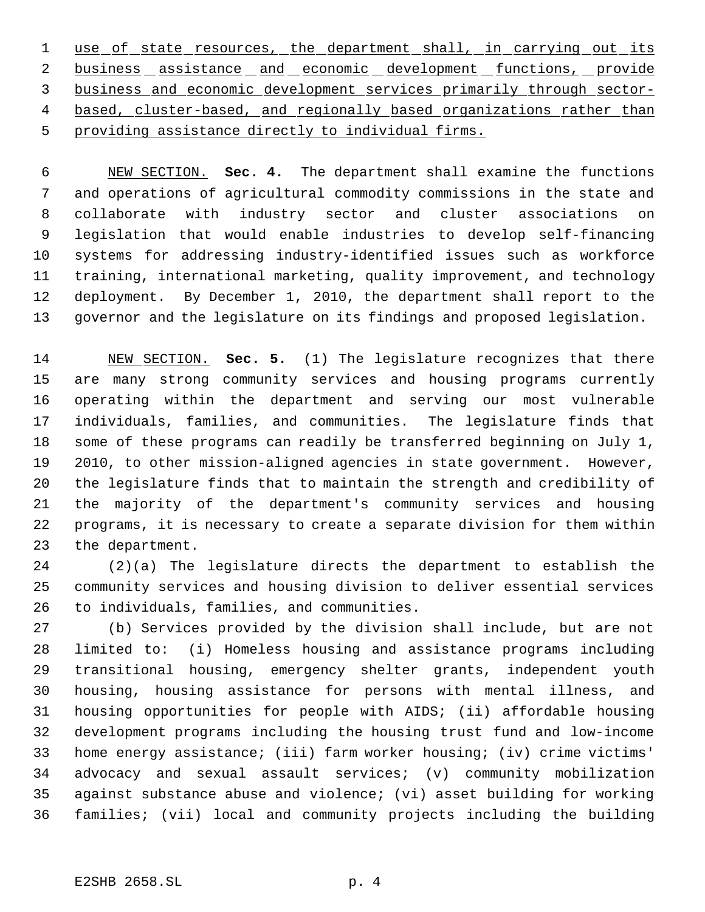use of state resources, the department shall, in carrying out its business assistance and economic development functions, provide business and economic development services primarily through sector-based, cluster-based, and regionally based organizations rather than providing assistance directly to individual firms.

NEW SECTION. **Sec. 4.** The department shall examine the functions and operations of agricultural commodity commissions in the state and collaborate with industry sector and cluster associations on legislation that would enable industries to develop self-financing systems for addressing industry-identified issues such as workforce training, international marketing, quality improvement, and technology deployment. By December 1, 2010, the department shall report to the governor and the legislature on its findings and proposed legislation.

NEW SECTION. **Sec. 5.** (1) The legislature recognizes that there are many strong community services and housing programs currently operating within the department and serving our most vulnerable individuals, families, and communities. The legislature finds that some of these programs can readily be transferred beginning on July 1, 2010, to other mission-aligned agencies in state government. However, the legislature finds that to maintain the strength and credibility of the majority of the department's community services and housing programs, it is necessary to create a separate division for them within the department.

(2)(a) The legislature directs the department to establish the community services and housing division to deliver essential services to individuals, families, and communities.

(b) Services provided by the division shall include, but are not limited to: (i) Homeless housing and assistance programs including transitional housing, emergency shelter grants, independent youth housing, housing assistance for persons with mental illness, and housing opportunities for people with AIDS; (ii) affordable housing development programs including the housing trust fund and low-income home energy assistance; (iii) farm worker housing; (iv) crime victims' advocacy and sexual assault services; (v) community mobilization against substance abuse and violence; (vi) asset building for working families; (vii) local and community projects including the building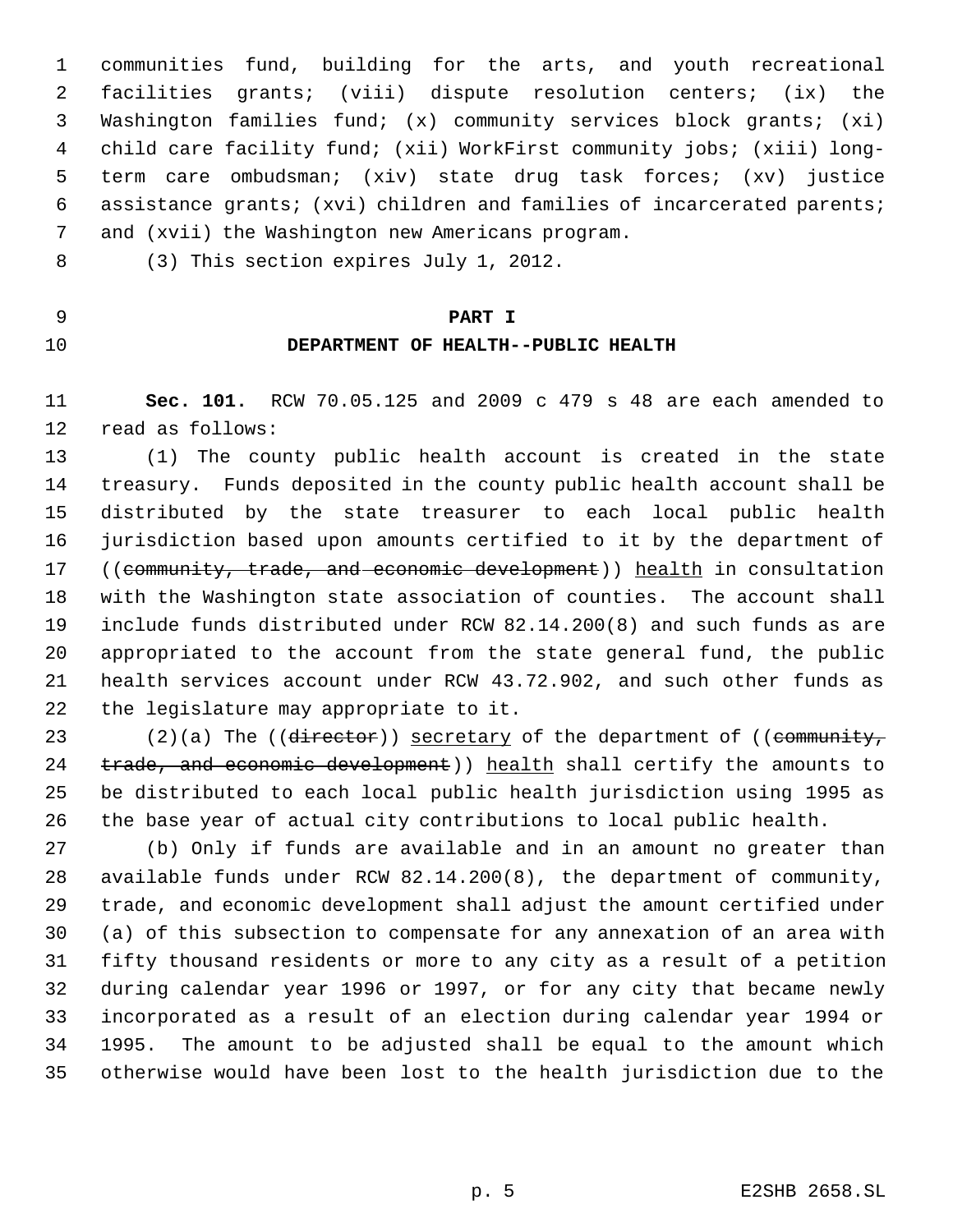communities fund, building for the arts, and youth recreational facilities grants; (viii) dispute resolution centers; (ix) the Washington families fund; (x) community services block grants; (xi) child care facility fund; (xii) WorkFirst community jobs; (xiii) long-term care ombudsman; (xiv) state drug task forces; (xv) justice assistance grants; (xvi) children and families of incarcerated parents; and (xvii) the Washington new Americans program.

(3) This section expires July 1, 2012.

## PART I

## DEPARTMENT OF HEALTH--PUBLIC HEALTH

**Sec. 101.** RCW 70.05.125 and 2009 c 479 s 48 are each amended to read as follows:

(1) The county public health account is created in the state treasury. Funds deposited in the county public health account shall be distributed by the state treasurer to each local public health jurisdiction based upon amounts certified to it by the department of ((~~community, trade, and economic development~~)) <u>health</u> in consultation with the Washington state association of counties. The account shall include funds distributed under RCW 82.14.200(8) and such funds as are appropriated to the account from the state general fund, the public health services account under RCW 43.72.902, and such other funds as the legislature may appropriate to it.

(2)(a) The ((~~director~~)) <u>secretary</u> of the department of ((~~community, trade, and economic development~~)) <u>health</u> shall certify the amounts to be distributed to each local public health jurisdiction using 1995 as the base year of actual city contributions to local public health.

(b) Only if funds are available and in an amount no greater than available funds under RCW 82.14.200(8), the department of community, trade, and economic development shall adjust the amount certified under (a) of this subsection to compensate for any annexation of an area with fifty thousand residents or more to any city as a result of a petition during calendar year 1996 or 1997, or for any city that became newly incorporated as a result of an election during calendar year 1994 or 1995. The amount to be adjusted shall be equal to the amount which otherwise would have been lost to the health jurisdiction due to the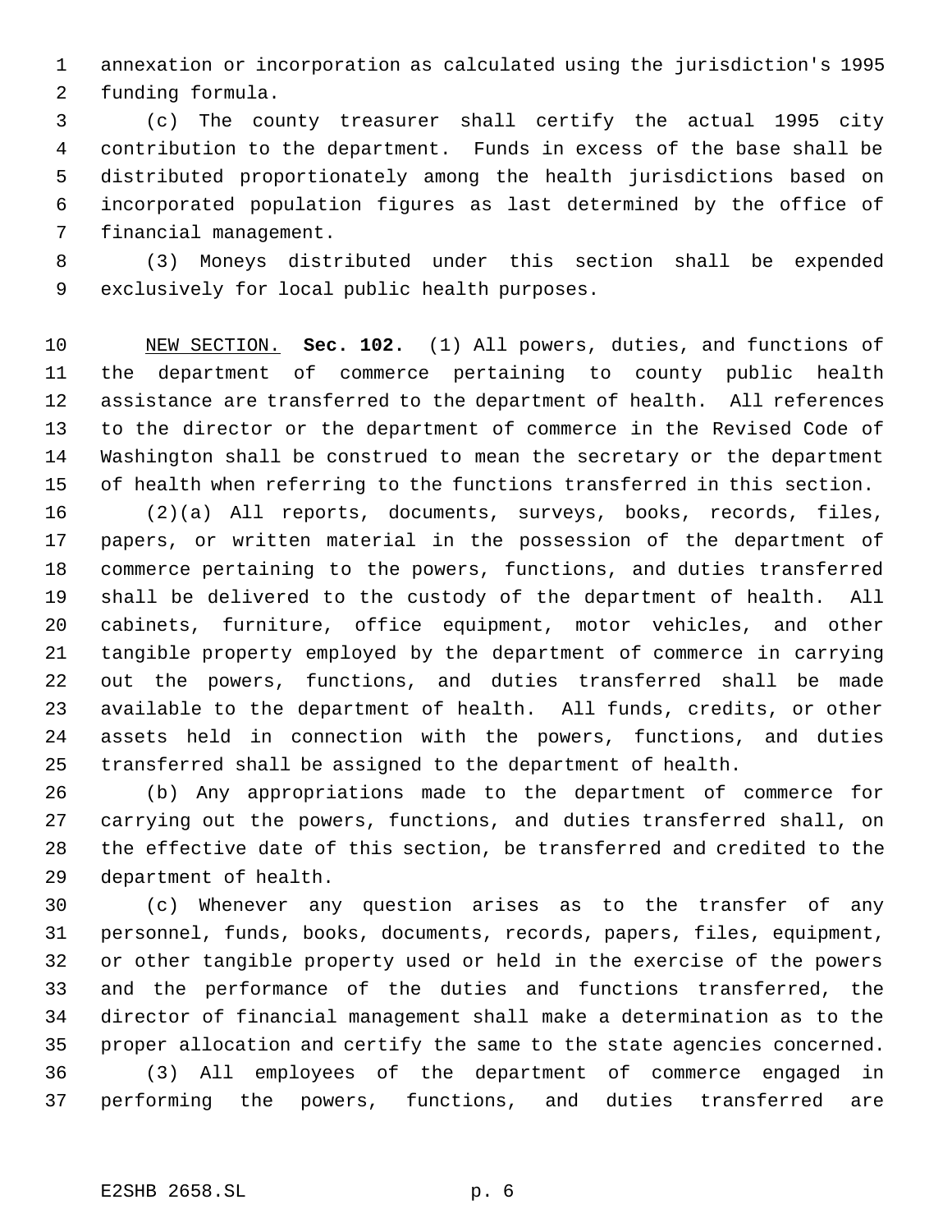annexation or incorporation as calculated using the jurisdiction's 1995 funding formula.

(c) The county treasurer shall certify the actual 1995 city contribution to the department. Funds in excess of the base shall be distributed proportionately among the health jurisdictions based on incorporated population figures as last determined by the office of financial management.

(3) Moneys distributed under this section shall be expended exclusively for local public health purposes.

NEW SECTION. **Sec. 102.** (1) All powers, duties, and functions of the department of commerce pertaining to county public health assistance are transferred to the department of health. All references to the director or the department of commerce in the Revised Code of Washington shall be construed to mean the secretary or the department of health when referring to the functions transferred in this section.

(2)(a) All reports, documents, surveys, books, records, files, papers, or written material in the possession of the department of commerce pertaining to the powers, functions, and duties transferred shall be delivered to the custody of the department of health. All cabinets, furniture, office equipment, motor vehicles, and other tangible property employed by the department of commerce in carrying out the powers, functions, and duties transferred shall be made available to the department of health. All funds, credits, or other assets held in connection with the powers, functions, and duties transferred shall be assigned to the department of health.

(b) Any appropriations made to the department of commerce for carrying out the powers, functions, and duties transferred shall, on the effective date of this section, be transferred and credited to the department of health.

(c) Whenever any question arises as to the transfer of any personnel, funds, books, documents, records, papers, files, equipment, or other tangible property used or held in the exercise of the powers and the performance of the duties and functions transferred, the director of financial management shall make a determination as to the proper allocation and certify the same to the state agencies concerned.

(3) All employees of the department of commerce engaged in performing the powers, functions, and duties transferred are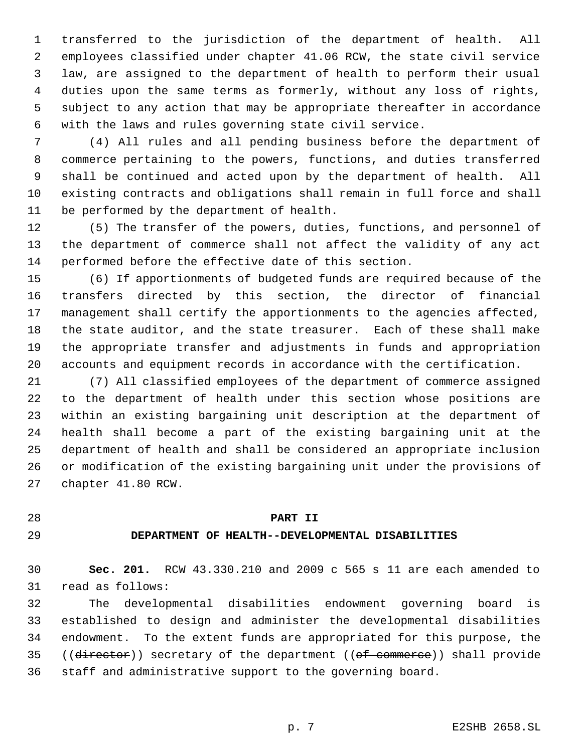transferred to the jurisdiction of the department of health. All employees classified under chapter 41.06 RCW, the state civil service law, are assigned to the department of health to perform their usual duties upon the same terms as formerly, without any loss of rights, subject to any action that may be appropriate thereafter in accordance with the laws and rules governing state civil service.

(4) All rules and all pending business before the department of commerce pertaining to the powers, functions, and duties transferred shall be continued and acted upon by the department of health. All existing contracts and obligations shall remain in full force and shall be performed by the department of health.

(5) The transfer of the powers, duties, functions, and personnel of the department of commerce shall not affect the validity of any act performed before the effective date of this section.

(6) If apportionments of budgeted funds are required because of the transfers directed by this section, the director of financial management shall certify the apportionments to the agencies affected, the state auditor, and the state treasurer. Each of these shall make the appropriate transfer and adjustments in funds and appropriation accounts and equipment records in accordance with the certification.

(7) All classified employees of the department of commerce assigned to the department of health under this section whose positions are within an existing bargaining unit description at the department of health shall become a part of the existing bargaining unit at the department of health and shall be considered an appropriate inclusion or modification of the existing bargaining unit under the provisions of chapter 41.80 RCW.

## PART II

## DEPARTMENT OF HEALTH--DEVELOPMENTAL DISABILITIES

**Sec. 201.** RCW 43.330.210 and 2009 c 565 s 11 are each amended to read as follows:

The developmental disabilities endowment governing board is established to design and administer the developmental disabilities endowment. To the extent funds are appropriated for this purpose, the ((~~director~~)) <u>secretary</u> of the department ((~~of commerce~~)) shall provide staff and administrative support to the governing board.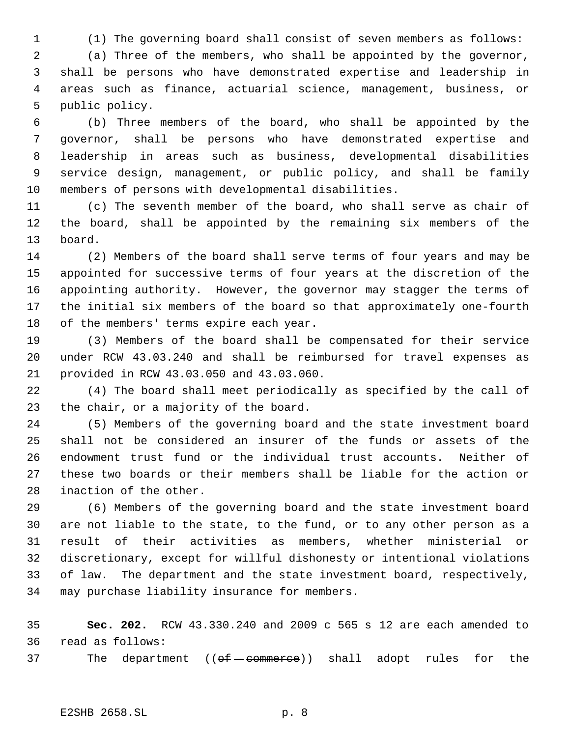(1) The governing board shall consist of seven members as follows:

(a) Three of the members, who shall be appointed by the governor, shall be persons who have demonstrated expertise and leadership in areas such as finance, actuarial science, management, business, or public policy.

(b) Three members of the board, who shall be appointed by the governor, shall be persons who have demonstrated expertise and leadership in areas such as business, developmental disabilities service design, management, or public policy, and shall be family members of persons with developmental disabilities.

(c) The seventh member of the board, who shall serve as chair of the board, shall be appointed by the remaining six members of the board.

(2) Members of the board shall serve terms of four years and may be appointed for successive terms of four years at the discretion of the appointing authority. However, the governor may stagger the terms of the initial six members of the board so that approximately one-fourth of the members' terms expire each year.

(3) Members of the board shall be compensated for their service under RCW 43.03.240 and shall be reimbursed for travel expenses as provided in RCW 43.03.050 and 43.03.060.

(4) The board shall meet periodically as specified by the call of the chair, or a majority of the board.

(5) Members of the governing board and the state investment board shall not be considered an insurer of the funds or assets of the endowment trust fund or the individual trust accounts. Neither of these two boards or their members shall be liable for the action or inaction of the other.

(6) Members of the governing board and the state investment board are not liable to the state, to the fund, or to any other person as a result of their activities as members, whether ministerial or discretionary, except for willful dishonesty or intentional violations of law. The department and the state investment board, respectively, may purchase liability insurance for members.

**Sec. 202.** RCW 43.330.240 and 2009 c 565 s 12 are each amended to read as follows:

The department ((~~of commerce~~)) shall adopt rules for the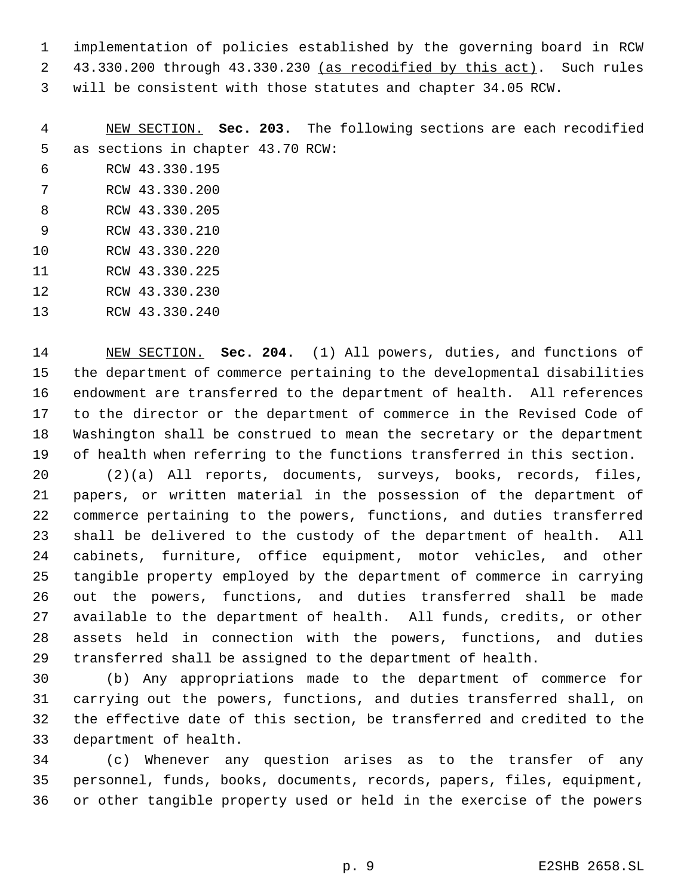implementation of policies established by the governing board in RCW 43.330.200 through 43.330.230 <u>(as recodified by this act)</u>. Such rules will be consistent with those statutes and chapter 34.05 RCW.

<u>NEW SECTION.</u> **Sec. 203.** The following sections are each recodified as sections in chapter 43.70 RCW:

RCW 43.330.195

RCW 43.330.200

RCW 43.330.205

RCW 43.330.210

RCW 43.330.220

RCW 43.330.225

RCW 43.330.230

RCW 43.330.240

<u>NEW SECTION.</u> **Sec. 204.** (1) All powers, duties, and functions of the department of commerce pertaining to the developmental disabilities endowment are transferred to the department of health. All references to the director or the department of commerce in the Revised Code of Washington shall be construed to mean the secretary or the department of health when referring to the functions transferred in this section.

(2)(a) All reports, documents, surveys, books, records, files, papers, or written material in the possession of the department of commerce pertaining to the powers, functions, and duties transferred shall be delivered to the custody of the department of health. All cabinets, furniture, office equipment, motor vehicles, and other tangible property employed by the department of commerce in carrying out the powers, functions, and duties transferred shall be made available to the department of health. All funds, credits, or other assets held in connection with the powers, functions, and duties transferred shall be assigned to the department of health.

(b) Any appropriations made to the department of commerce for carrying out the powers, functions, and duties transferred shall, on the effective date of this section, be transferred and credited to the department of health.

(c) Whenever any question arises as to the transfer of any personnel, funds, books, documents, records, papers, files, equipment, or other tangible property used or held in the exercise of the powers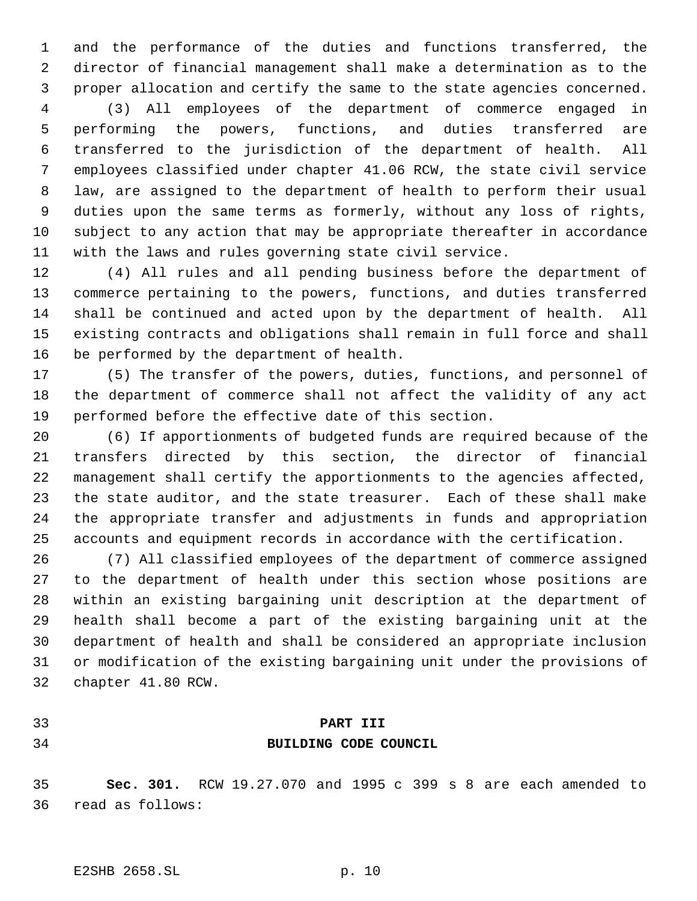and the performance of the duties and functions transferred, the director of financial management shall make a determination as to the proper allocation and certify the same to the state agencies concerned.

(3) All employees of the department of commerce engaged in performing the powers, functions, and duties transferred are transferred to the jurisdiction of the department of health. All employees classified under chapter 41.06 RCW, the state civil service law, are assigned to the department of health to perform their usual duties upon the same terms as formerly, without any loss of rights, subject to any action that may be appropriate thereafter in accordance with the laws and rules governing state civil service.

(4) All rules and all pending business before the department of commerce pertaining to the powers, functions, and duties transferred shall be continued and acted upon by the department of health. All existing contracts and obligations shall remain in full force and shall be performed by the department of health.

(5) The transfer of the powers, duties, functions, and personnel of the department of commerce shall not affect the validity of any act performed before the effective date of this section.

(6) If apportionments of budgeted funds are required because of the transfers directed by this section, the director of financial management shall certify the apportionments to the agencies affected, the state auditor, and the state treasurer. Each of these shall make the appropriate transfer and adjustments in funds and appropriation accounts and equipment records in accordance with the certification.

(7) All classified employees of the department of commerce assigned to the department of health under this section whose positions are within an existing bargaining unit description at the department of health shall become a part of the existing bargaining unit at the department of health and shall be considered an appropriate inclusion or modification of the existing bargaining unit under the provisions of chapter 41.80 RCW.

## PART III
## BUILDING CODE COUNCIL

**Sec. 301.** RCW 19.27.070 and 1995 c 399 s 8 are each amended to read as follows: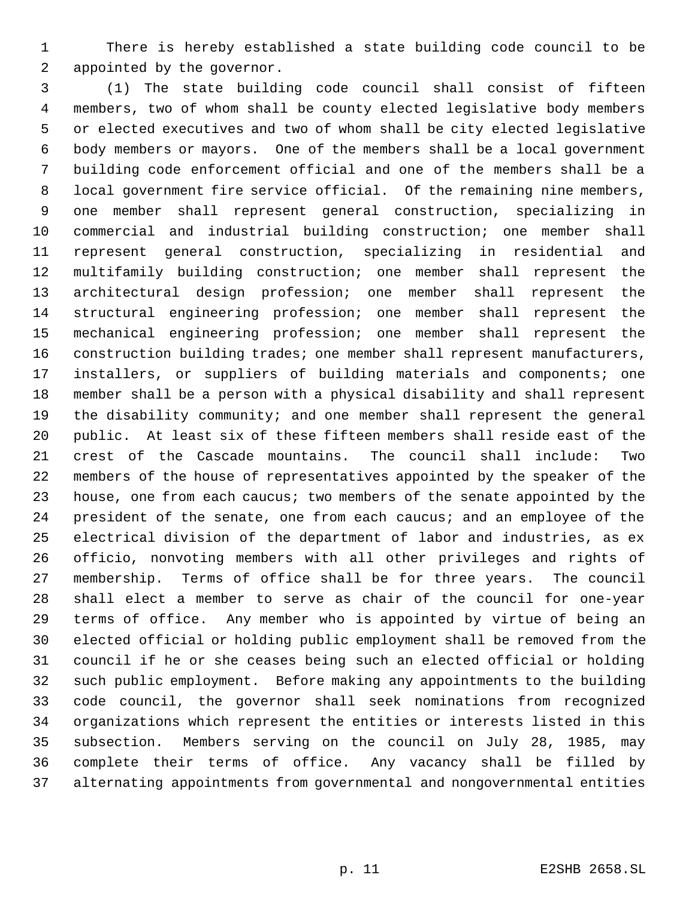There is hereby established a state building code council to be appointed by the governor.

(1) The state building code council shall consist of fifteen members, two of whom shall be county elected legislative body members or elected executives and two of whom shall be city elected legislative body members or mayors. One of the members shall be a local government building code enforcement official and one of the members shall be a local government fire service official. Of the remaining nine members, one member shall represent general construction, specializing in commercial and industrial building construction; one member shall represent general construction, specializing in residential and multifamily building construction; one member shall represent the architectural design profession; one member shall represent the structural engineering profession; one member shall represent the mechanical engineering profession; one member shall represent the construction building trades; one member shall represent manufacturers, installers, or suppliers of building materials and components; one member shall be a person with a physical disability and shall represent the disability community; and one member shall represent the general public. At least six of these fifteen members shall reside east of the crest of the Cascade mountains. The council shall include: Two members of the house of representatives appointed by the speaker of the house, one from each caucus; two members of the senate appointed by the president of the senate, one from each caucus; and an employee of the electrical division of the department of labor and industries, as ex officio, nonvoting members with all other privileges and rights of membership. Terms of office shall be for three years. The council shall elect a member to serve as chair of the council for one-year terms of office. Any member who is appointed by virtue of being an elected official or holding public employment shall be removed from the council if he or she ceases being such an elected official or holding such public employment. Before making any appointments to the building code council, the governor shall seek nominations from recognized organizations which represent the entities or interests listed in this subsection. Members serving on the council on July 28, 1985, may complete their terms of office. Any vacancy shall be filled by alternating appointments from governmental and nongovernmental entities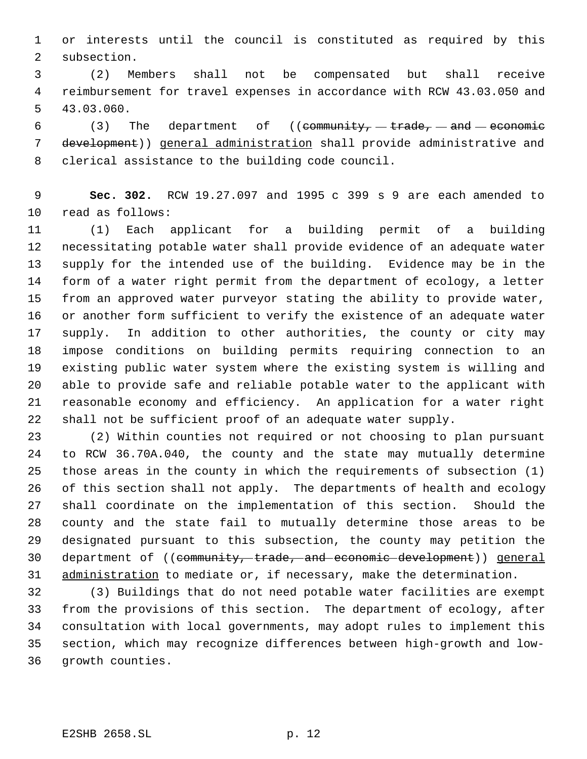or interests until the council is constituted as required by this subsection.

(2) Members shall not be compensated but shall receive reimbursement for travel expenses in accordance with RCW 43.03.050 and 43.03.060.

(3) The department of ((~~community, trade, and economic development~~)) <u>general administration</u> shall provide administrative and clerical assistance to the building code council.

**Sec. 302.** RCW 19.27.097 and 1995 c 399 s 9 are each amended to read as follows:

(1) Each applicant for a building permit of a building necessitating potable water shall provide evidence of an adequate water supply for the intended use of the building. Evidence may be in the form of a water right permit from the department of ecology, a letter from an approved water purveyor stating the ability to provide water, or another form sufficient to verify the existence of an adequate water supply. In addition to other authorities, the county or city may impose conditions on building permits requiring connection to an existing public water system where the existing system is willing and able to provide safe and reliable potable water to the applicant with reasonable economy and efficiency. An application for a water right shall not be sufficient proof of an adequate water supply.

(2) Within counties not required or not choosing to plan pursuant to RCW 36.70A.040, the county and the state may mutually determine those areas in the county in which the requirements of subsection (1) of this section shall not apply. The departments of health and ecology shall coordinate on the implementation of this section. Should the county and the state fail to mutually determine those areas to be designated pursuant to this subsection, the county may petition the department of ((~~community, trade, and economic development~~)) <u>general administration</u> to mediate or, if necessary, make the determination.

(3) Buildings that do not need potable water facilities are exempt from the provisions of this section. The department of ecology, after consultation with local governments, may adopt rules to implement this section, which may recognize differences between high-growth and low-growth counties.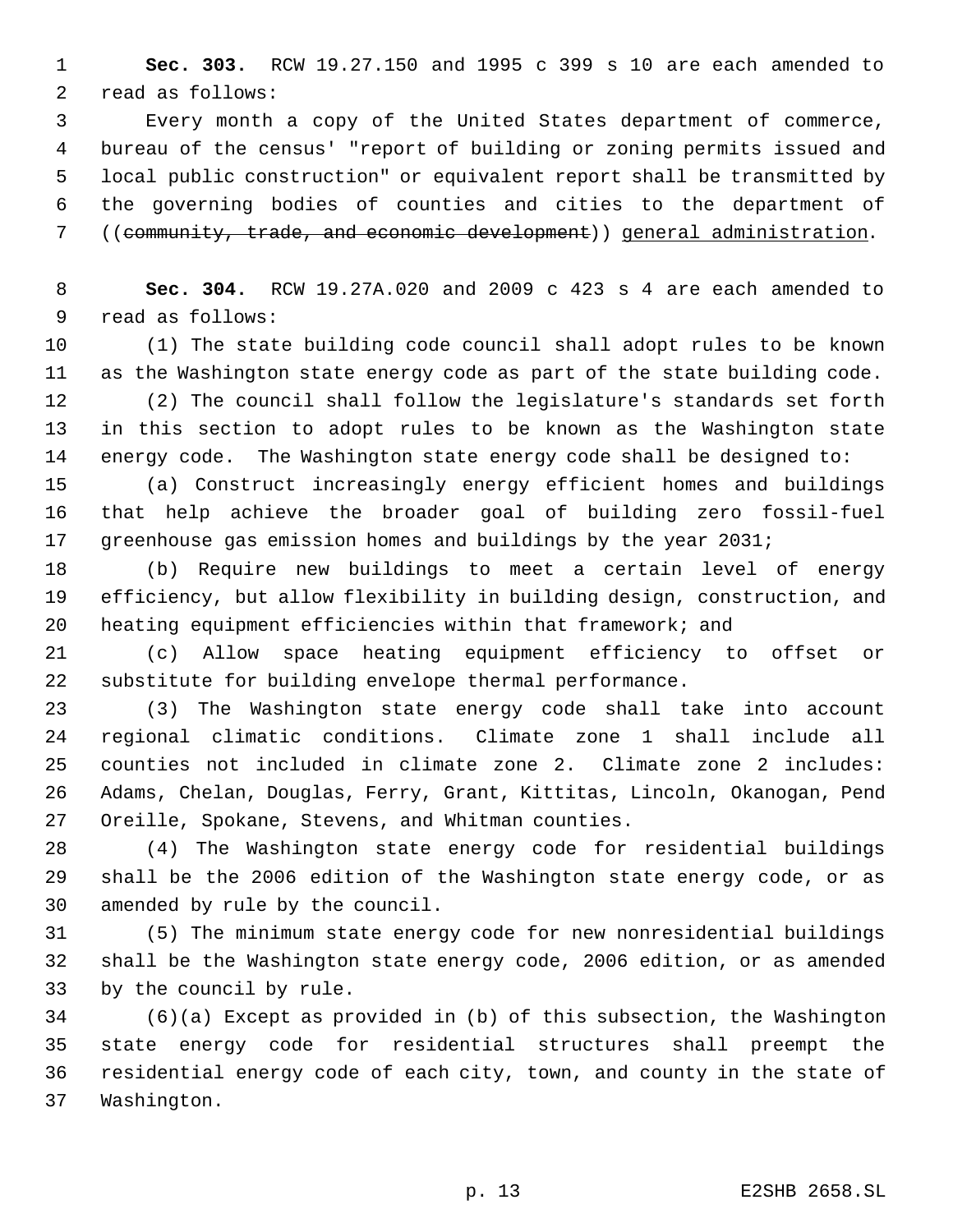**Sec. 303.** RCW 19.27.150 and 1995 c 399 s 10 are each amended to read as follows:

Every month a copy of the United States department of commerce, bureau of the census' "report of building or zoning permits issued and local public construction" or equivalent report shall be transmitted by the governing bodies of counties and cities to the department of ((~~community, trade, and economic development~~)) <u>general administration</u>.

**Sec. 304.** RCW 19.27A.020 and 2009 c 423 s 4 are each amended to read as follows:

(1) The state building code council shall adopt rules to be known as the Washington state energy code as part of the state building code.

(2) The council shall follow the legislature's standards set forth in this section to adopt rules to be known as the Washington state energy code. The Washington state energy code shall be designed to:

(a) Construct increasingly energy efficient homes and buildings that help achieve the broader goal of building zero fossil-fuel greenhouse gas emission homes and buildings by the year 2031;

(b) Require new buildings to meet a certain level of energy efficiency, but allow flexibility in building design, construction, and heating equipment efficiencies within that framework; and

(c) Allow space heating equipment efficiency to offset or substitute for building envelope thermal performance.

(3) The Washington state energy code shall take into account regional climatic conditions. Climate zone 1 shall include all counties not included in climate zone 2. Climate zone 2 includes: Adams, Chelan, Douglas, Ferry, Grant, Kittitas, Lincoln, Okanogan, Pend Oreille, Spokane, Stevens, and Whitman counties.

(4) The Washington state energy code for residential buildings shall be the 2006 edition of the Washington state energy code, or as amended by rule by the council.

(5) The minimum state energy code for new nonresidential buildings shall be the Washington state energy code, 2006 edition, or as amended by the council by rule.

(6)(a) Except as provided in (b) of this subsection, the Washington state energy code for residential structures shall preempt the residential energy code of each city, town, and county in the state of Washington.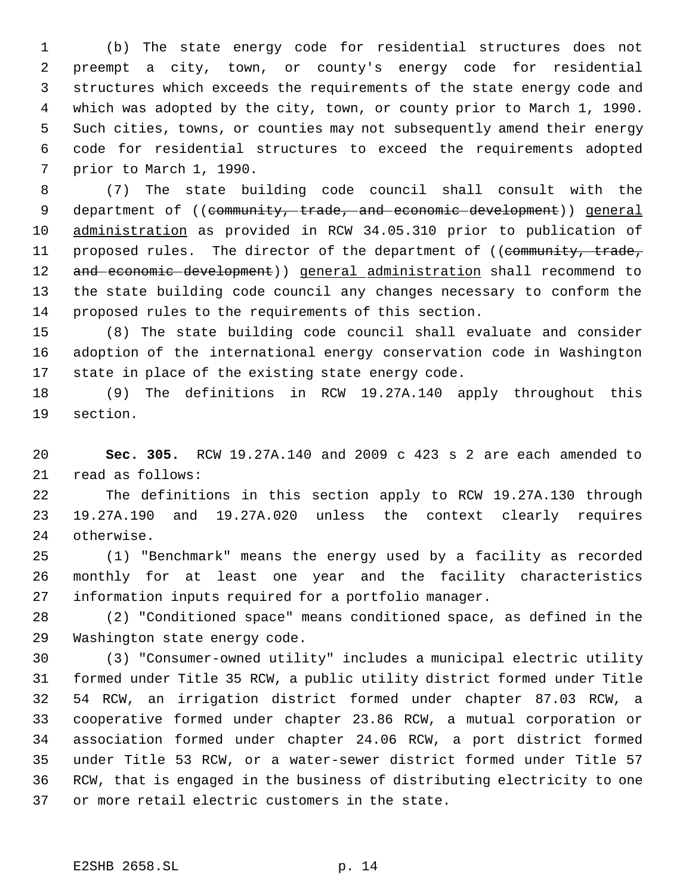(b) The state energy code for residential structures does not preempt a city, town, or county's energy code for residential structures which exceeds the requirements of the state energy code and which was adopted by the city, town, or county prior to March 1, 1990. Such cities, towns, or counties may not subsequently amend their energy code for residential structures to exceed the requirements adopted prior to March 1, 1990.

(7) The state building code council shall consult with the department of ((~~community, trade, and economic development~~)) general administration as provided in RCW 34.05.310 prior to publication of proposed rules. The director of the department of ((~~community, trade, and economic development~~)) general administration shall recommend to the state building code council any changes necessary to conform the proposed rules to the requirements of this section.

(8) The state building code council shall evaluate and consider adoption of the international energy conservation code in Washington state in place of the existing state energy code.

(9) The definitions in RCW 19.27A.140 apply throughout this section.

**Sec. 305.** RCW 19.27A.140 and 2009 c 423 s 2 are each amended to read as follows:

The definitions in this section apply to RCW 19.27A.130 through 19.27A.190 and 19.27A.020 unless the context clearly requires otherwise.

(1) "Benchmark" means the energy used by a facility as recorded monthly for at least one year and the facility characteristics information inputs required for a portfolio manager.

(2) "Conditioned space" means conditioned space, as defined in the Washington state energy code.

(3) "Consumer-owned utility" includes a municipal electric utility formed under Title 35 RCW, a public utility district formed under Title 54 RCW, an irrigation district formed under chapter 87.03 RCW, a cooperative formed under chapter 23.86 RCW, a mutual corporation or association formed under chapter 24.06 RCW, a port district formed under Title 53 RCW, or a water-sewer district formed under Title 57 RCW, that is engaged in the business of distributing electricity to one or more retail electric customers in the state.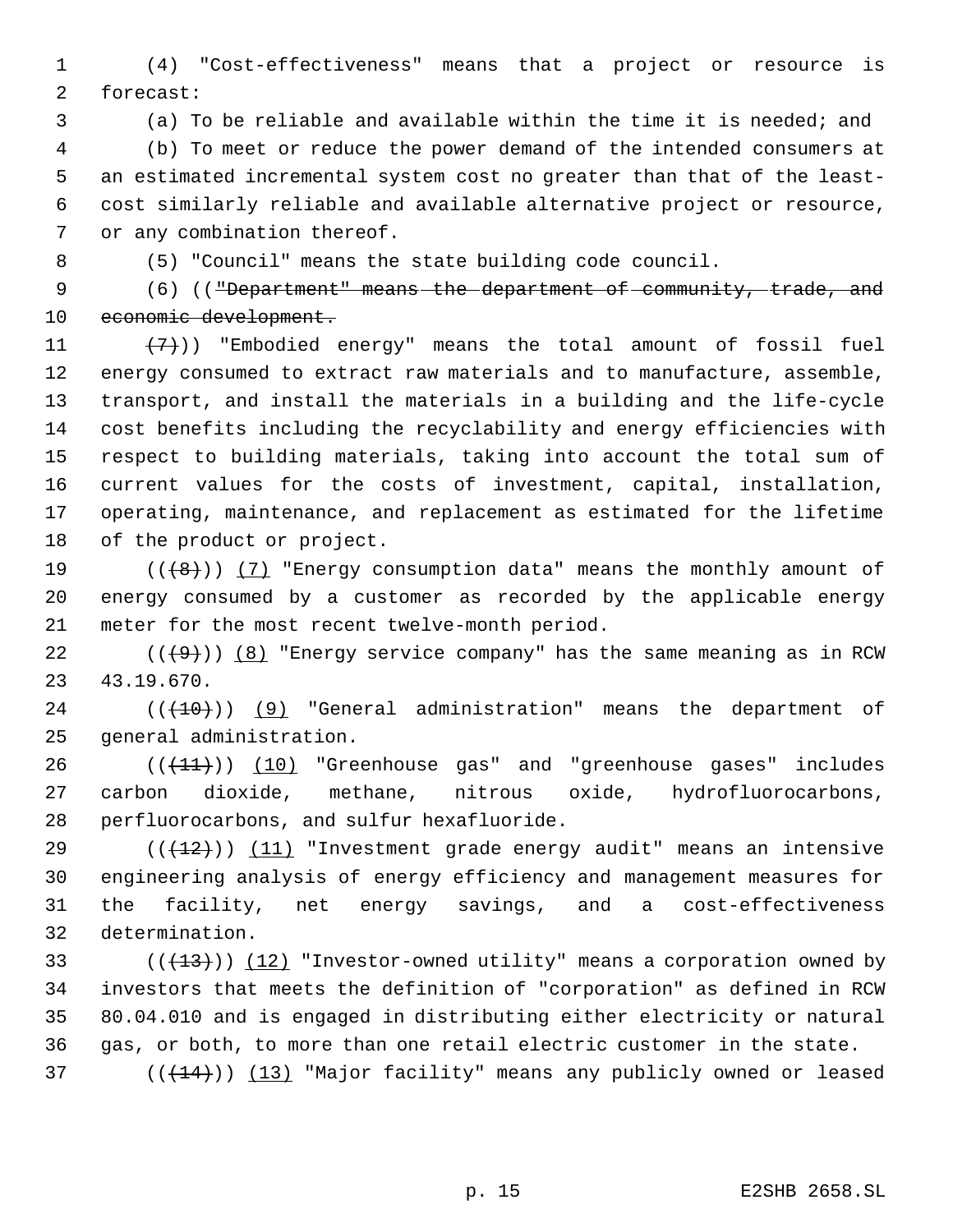(4) "Cost-effectiveness" means that a project or resource is forecast:

(a) To be reliable and available within the time it is needed; and

(b) To meet or reduce the power demand of the intended consumers at an estimated incremental system cost no greater than that of the least-cost similarly reliable and available alternative project or resource, or any combination thereof.

(5) "Council" means the state building code council.

(6) ((~~"Department" means the department of community, trade, and economic development.~~

~~(7)~~)) "Embodied energy" means the total amount of fossil fuel energy consumed to extract raw materials and to manufacture, assemble, transport, and install the materials in a building and the life-cycle cost benefits including the recyclability and energy efficiencies with respect to building materials, taking into account the total sum of current values for the costs of investment, capital, installation, operating, maintenance, and replacement as estimated for the lifetime of the product or project.

((~~(8)~~)) (7) "Energy consumption data" means the monthly amount of energy consumed by a customer as recorded by the applicable energy meter for the most recent twelve-month period.

((~~(9)~~)) (8) "Energy service company" has the same meaning as in RCW 43.19.670.

((~~(10)~~)) (9) "General administration" means the department of general administration.

((~~(11)~~)) (10) "Greenhouse gas" and "greenhouse gases" includes carbon dioxide, methane, nitrous oxide, hydrofluorocarbons, perfluorocarbons, and sulfur hexafluoride.

((~~(12)~~)) (11) "Investment grade energy audit" means an intensive engineering analysis of energy efficiency and management measures for the facility, net energy savings, and a cost-effectiveness determination.

((~~(13)~~)) (12) "Investor-owned utility" means a corporation owned by investors that meets the definition of "corporation" as defined in RCW 80.04.010 and is engaged in distributing either electricity or natural gas, or both, to more than one retail electric customer in the state.

((~~(14)~~)) (13) "Major facility" means any publicly owned or leased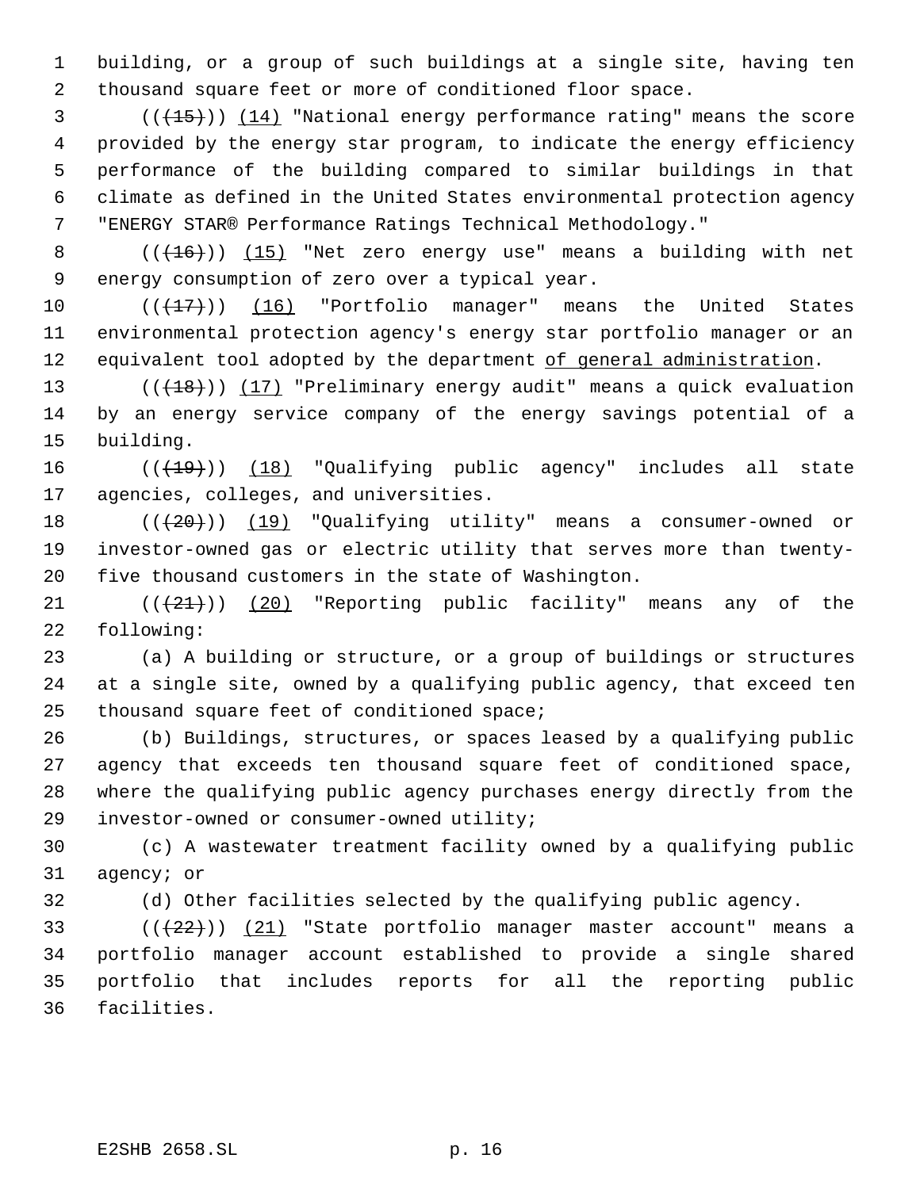building, or a group of such buildings at a single site, having ten thousand square feet or more of conditioned floor space.

(((15))) (14) "National energy performance rating" means the score provided by the energy star program, to indicate the energy efficiency performance of the building compared to similar buildings in that climate as defined in the United States environmental protection agency "ENERGY STAR® Performance Ratings Technical Methodology."

(((16))) (15) "Net zero energy use" means a building with net energy consumption of zero over a typical year.

(((17))) (16) "Portfolio manager" means the United States environmental protection agency's energy star portfolio manager or an equivalent tool adopted by the department of general administration.

(((18))) (17) "Preliminary energy audit" means a quick evaluation by an energy service company of the energy savings potential of a building.

(((19))) (18) "Qualifying public agency" includes all state agencies, colleges, and universities.

(((20))) (19) "Qualifying utility" means a consumer-owned or investor-owned gas or electric utility that serves more than twenty-five thousand customers in the state of Washington.

(((21))) (20) "Reporting public facility" means any of the following:

(a) A building or structure, or a group of buildings or structures at a single site, owned by a qualifying public agency, that exceed ten thousand square feet of conditioned space;

(b) Buildings, structures, or spaces leased by a qualifying public agency that exceeds ten thousand square feet of conditioned space, where the qualifying public agency purchases energy directly from the investor-owned or consumer-owned utility;

(c) A wastewater treatment facility owned by a qualifying public agency; or

(d) Other facilities selected by the qualifying public agency.

(((22))) (21) "State portfolio manager master account" means a portfolio manager account established to provide a single shared portfolio that includes reports for all the reporting public facilities.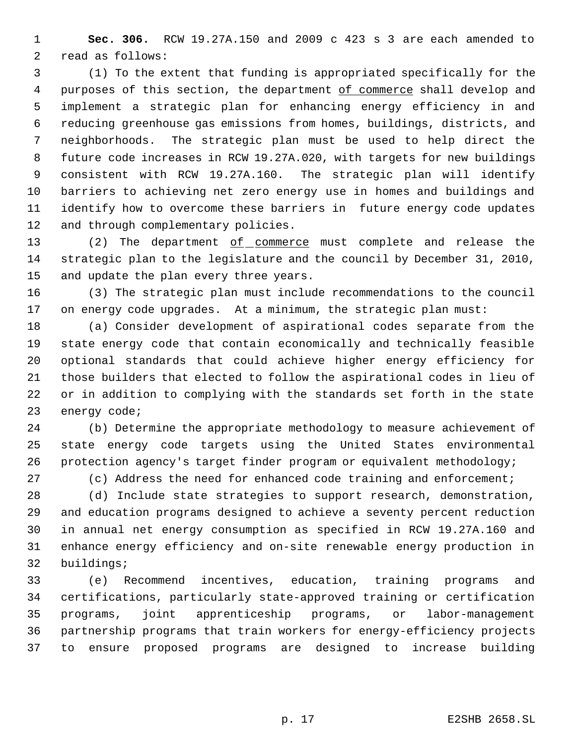**Sec. 306.** RCW 19.27A.150 and 2009 c 423 s 3 are each amended to read as follows:

(1) To the extent that funding is appropriated specifically for the purposes of this section, the department of commerce shall develop and implement a strategic plan for enhancing energy efficiency in and reducing greenhouse gas emissions from homes, buildings, districts, and neighborhoods. The strategic plan must be used to help direct the future code increases in RCW 19.27A.020, with targets for new buildings consistent with RCW 19.27A.160. The strategic plan will identify barriers to achieving net zero energy use in homes and buildings and identify how to overcome these barriers in future energy code updates and through complementary policies.

(2) The department of commerce must complete and release the strategic plan to the legislature and the council by December 31, 2010, and update the plan every three years.

(3) The strategic plan must include recommendations to the council on energy code upgrades. At a minimum, the strategic plan must:

(a) Consider development of aspirational codes separate from the state energy code that contain economically and technically feasible optional standards that could achieve higher energy efficiency for those builders that elected to follow the aspirational codes in lieu of or in addition to complying with the standards set forth in the state energy code;

(b) Determine the appropriate methodology to measure achievement of state energy code targets using the United States environmental protection agency's target finder program or equivalent methodology;

(c) Address the need for enhanced code training and enforcement;

(d) Include state strategies to support research, demonstration, and education programs designed to achieve a seventy percent reduction in annual net energy consumption as specified in RCW 19.27A.160 and enhance energy efficiency and on-site renewable energy production in buildings;

(e) Recommend incentives, education, training programs and certifications, particularly state-approved training or certification programs, joint apprenticeship programs, or labor-management partnership programs that train workers for energy-efficiency projects to ensure proposed programs are designed to increase building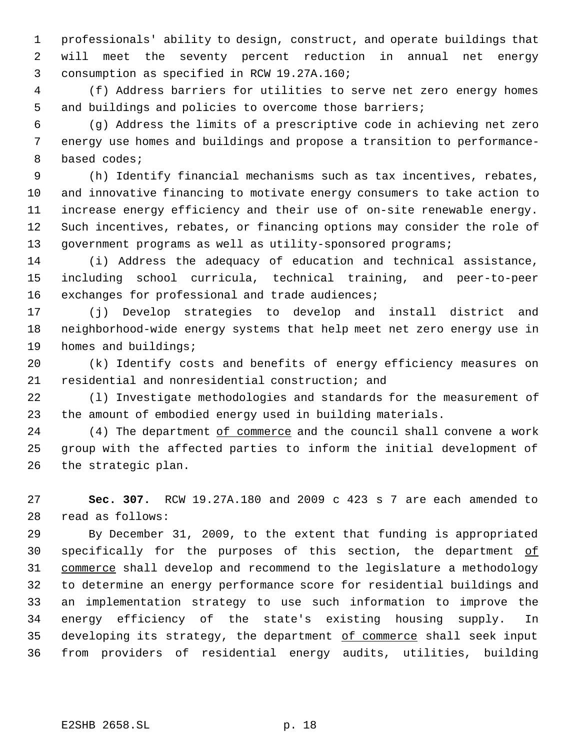professionals' ability to design, construct, and operate buildings that will meet the seventy percent reduction in annual net energy consumption as specified in RCW 19.27A.160;

(f) Address barriers for utilities to serve net zero energy homes and buildings and policies to overcome those barriers;

(g) Address the limits of a prescriptive code in achieving net zero energy use homes and buildings and propose a transition to performance-based codes;

(h) Identify financial mechanisms such as tax incentives, rebates, and innovative financing to motivate energy consumers to take action to increase energy efficiency and their use of on-site renewable energy. Such incentives, rebates, or financing options may consider the role of government programs as well as utility-sponsored programs;

(i) Address the adequacy of education and technical assistance, including school curricula, technical training, and peer-to-peer exchanges for professional and trade audiences;

(j) Develop strategies to develop and install district and neighborhood-wide energy systems that help meet net zero energy use in homes and buildings;

(k) Identify costs and benefits of energy efficiency measures on residential and nonresidential construction; and

(l) Investigate methodologies and standards for the measurement of the amount of embodied energy used in building materials.

(4) The department <u>of commerce</u> and the council shall convene a work group with the affected parties to inform the initial development of the strategic plan.

**Sec. 307.** RCW 19.27A.180 and 2009 c 423 s 7 are each amended to read as follows:

By December 31, 2009, to the extent that funding is appropriated specifically for the purposes of this section, the department <u>of commerce</u> shall develop and recommend to the legislature a methodology to determine an energy performance score for residential buildings and an implementation strategy to use such information to improve the energy efficiency of the state's existing housing supply. In developing its strategy, the department <u>of commerce</u> shall seek input from providers of residential energy audits, utilities, building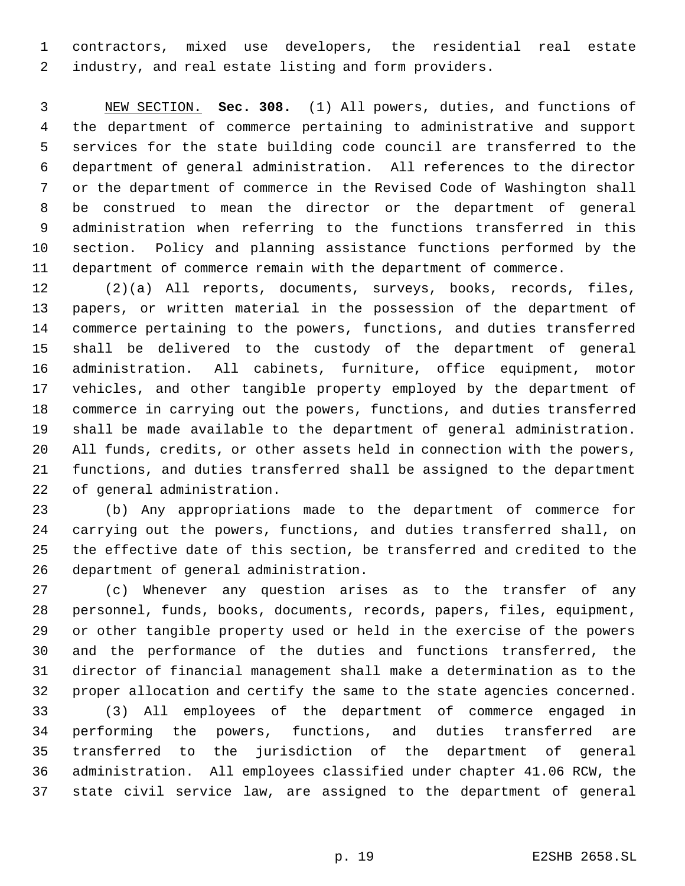contractors, mixed use developers, the residential real estate industry, and real estate listing and form providers.

NEW SECTION. **Sec. 308.** (1) All powers, duties, and functions of the department of commerce pertaining to administrative and support services for the state building code council are transferred to the department of general administration. All references to the director or the department of commerce in the Revised Code of Washington shall be construed to mean the director or the department of general administration when referring to the functions transferred in this section. Policy and planning assistance functions performed by the department of commerce remain with the department of commerce.

(2)(a) All reports, documents, surveys, books, records, files, papers, or written material in the possession of the department of commerce pertaining to the powers, functions, and duties transferred shall be delivered to the custody of the department of general administration. All cabinets, furniture, office equipment, motor vehicles, and other tangible property employed by the department of commerce in carrying out the powers, functions, and duties transferred shall be made available to the department of general administration. All funds, credits, or other assets held in connection with the powers, functions, and duties transferred shall be assigned to the department of general administration.

(b) Any appropriations made to the department of commerce for carrying out the powers, functions, and duties transferred shall, on the effective date of this section, be transferred and credited to the department of general administration.

(c) Whenever any question arises as to the transfer of any personnel, funds, books, documents, records, papers, files, equipment, or other tangible property used or held in the exercise of the powers and the performance of the duties and functions transferred, the director of financial management shall make a determination as to the proper allocation and certify the same to the state agencies concerned.

(3) All employees of the department of commerce engaged in performing the powers, functions, and duties transferred are transferred to the jurisdiction of the department of general administration. All employees classified under chapter 41.06 RCW, the state civil service law, are assigned to the department of general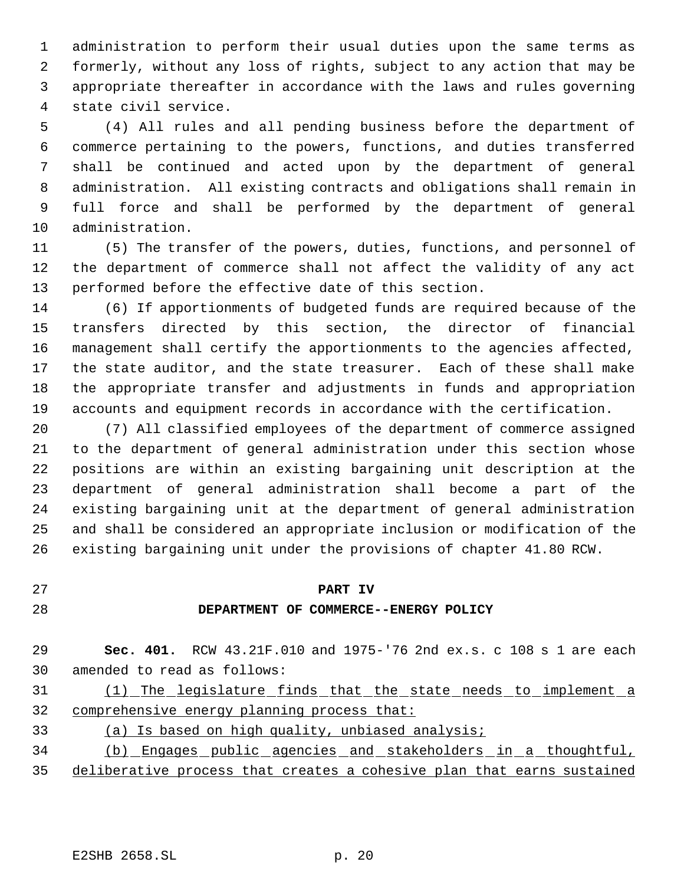administration to perform their usual duties upon the same terms as formerly, without any loss of rights, subject to any action that may be appropriate thereafter in accordance with the laws and rules governing state civil service.

(4) All rules and all pending business before the department of commerce pertaining to the powers, functions, and duties transferred shall be continued and acted upon by the department of general administration. All existing contracts and obligations shall remain in full force and shall be performed by the department of general administration.

(5) The transfer of the powers, duties, functions, and personnel of the department of commerce shall not affect the validity of any act performed before the effective date of this section.

(6) If apportionments of budgeted funds are required because of the transfers directed by this section, the director of financial management shall certify the apportionments to the agencies affected, the state auditor, and the state treasurer. Each of these shall make the appropriate transfer and adjustments in funds and appropriation accounts and equipment records in accordance with the certification.

(7) All classified employees of the department of commerce assigned to the department of general administration under this section whose positions are within an existing bargaining unit description at the department of general administration shall become a part of the existing bargaining unit at the department of general administration and shall be considered an appropriate inclusion or modification of the existing bargaining unit under the provisions of chapter 41.80 RCW.

## PART IV
## DEPARTMENT OF COMMERCE--ENERGY POLICY

**Sec. 401.** RCW 43.21F.010 and 1975-'76 2nd ex.s. c 108 s 1 are each amended to read as follows:

<u>(1) The legislature finds that the state needs to implement a comprehensive energy planning process that:</u>

<u>(a) Is based on high quality, unbiased analysis;</u>

<u>(b) Engages public agencies and stakeholders in a thoughtful, deliberative process that creates a cohesive plan that earns sustained</u>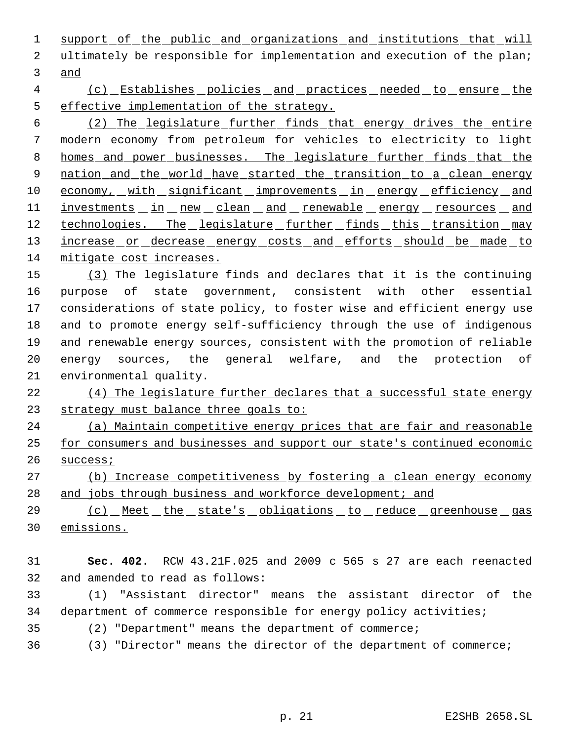support of the public and organizations and institutions that will ultimately be responsible for implementation and execution of the plan; and

(c) Establishes policies and practices needed to ensure the effective implementation of the strategy.

(2) The legislature further finds that energy drives the entire modern economy from petroleum for vehicles to electricity to light homes and power businesses. The legislature further finds that the nation and the world have started the transition to a clean energy economy, with significant improvements in energy efficiency and investments in new clean and renewable energy resources and technologies. The legislature further finds this transition may increase or decrease energy costs and efforts should be made to mitigate cost increases.

(3) The legislature finds and declares that it is the continuing purpose of state government, consistent with other essential considerations of state policy, to foster wise and efficient energy use and to promote energy self-sufficiency through the use of indigenous and renewable energy sources, consistent with the promotion of reliable energy sources, the general welfare, and the protection of environmental quality.

(4) The legislature further declares that a successful state energy strategy must balance three goals to:

(a) Maintain competitive energy prices that are fair and reasonable for consumers and businesses and support our state's continued economic success;

(b) Increase competitiveness by fostering a clean energy economy and jobs through business and workforce development; and

(c) Meet the state's obligations to reduce greenhouse gas emissions.

**Sec. 402.** RCW 43.21F.025 and 2009 c 565 s 27 are each reenacted and amended to read as follows:

(1) "Assistant director" means the assistant director of the department of commerce responsible for energy policy activities;

(2) "Department" means the department of commerce;

(3) "Director" means the director of the department of commerce;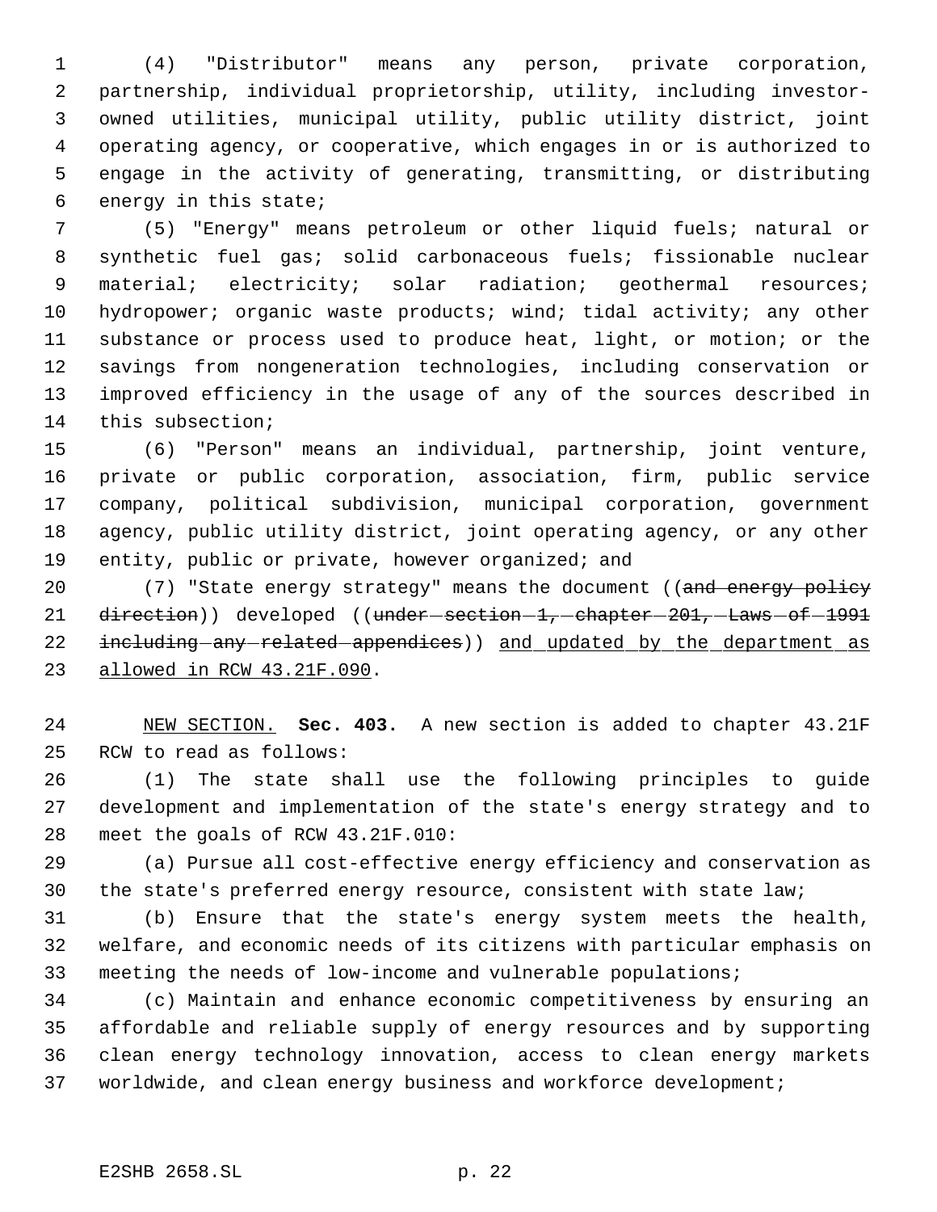(4) "Distributor" means any person, private corporation, partnership, individual proprietorship, utility, including investor-owned utilities, municipal utility, public utility district, joint operating agency, or cooperative, which engages in or is authorized to engage in the activity of generating, transmitting, or distributing energy in this state;

(5) "Energy" means petroleum or other liquid fuels; natural or synthetic fuel gas; solid carbonaceous fuels; fissionable nuclear material; electricity; solar radiation; geothermal resources; hydropower; organic waste products; wind; tidal activity; any other substance or process used to produce heat, light, or motion; or the savings from nongeneration technologies, including conservation or improved efficiency in the usage of any of the sources described in this subsection;

(6) "Person" means an individual, partnership, joint venture, private or public corporation, association, firm, public service company, political subdivision, municipal corporation, government agency, public utility district, joint operating agency, or any other entity, public or private, however organized; and

(7) "State energy strategy" means the document ((~~and energy policy direction~~)) developed ((~~under section 1, chapter 201, Laws of 1991 including any related appendices~~)) <u>and updated by the department as allowed in RCW 43.21F.090</u>.

<u>NEW SECTION.</u> **Sec. 403.** A new section is added to chapter 43.21F RCW to read as follows:

(1) The state shall use the following principles to guide development and implementation of the state's energy strategy and to meet the goals of RCW 43.21F.010:

(a) Pursue all cost-effective energy efficiency and conservation as the state's preferred energy resource, consistent with state law;

(b) Ensure that the state's energy system meets the health, welfare, and economic needs of its citizens with particular emphasis on meeting the needs of low-income and vulnerable populations;

(c) Maintain and enhance economic competitiveness by ensuring an affordable and reliable supply of energy resources and by supporting clean energy technology innovation, access to clean energy markets worldwide, and clean energy business and workforce development;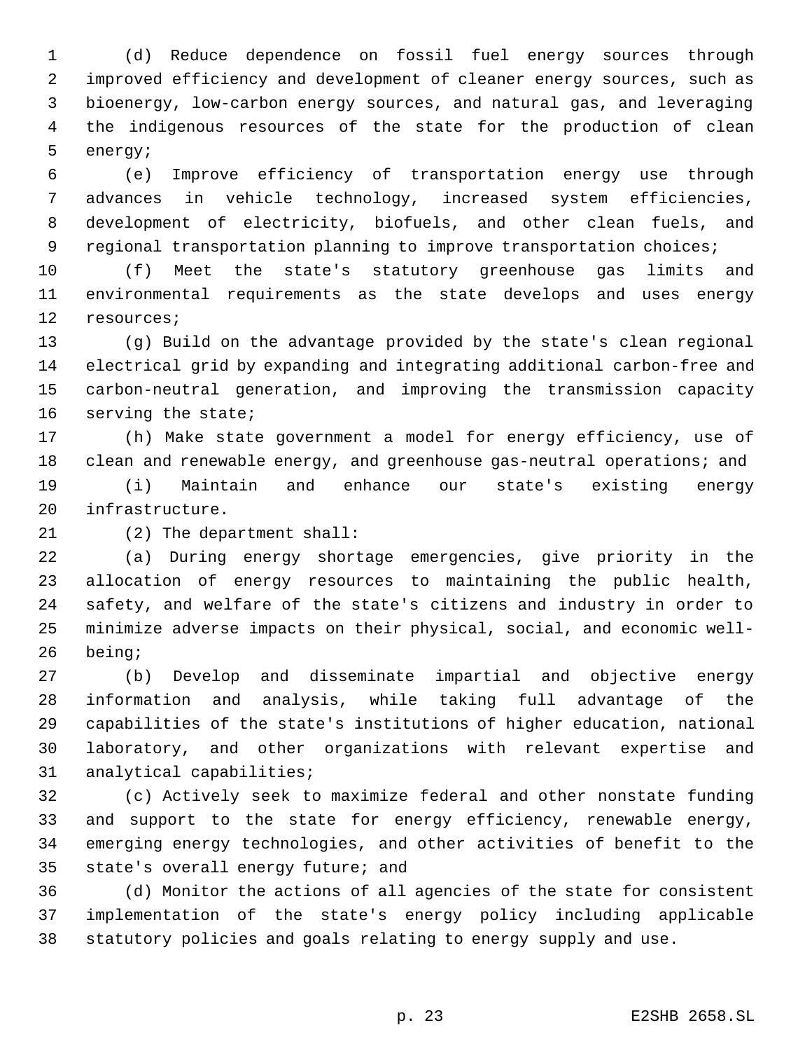(d) Reduce dependence on fossil fuel energy sources through improved efficiency and development of cleaner energy sources, such as bioenergy, low-carbon energy sources, and natural gas, and leveraging the indigenous resources of the state for the production of clean energy;

(e) Improve efficiency of transportation energy use through advances in vehicle technology, increased system efficiencies, development of electricity, biofuels, and other clean fuels, and regional transportation planning to improve transportation choices;

(f) Meet the state's statutory greenhouse gas limits and environmental requirements as the state develops and uses energy resources;

(g) Build on the advantage provided by the state's clean regional electrical grid by expanding and integrating additional carbon-free and carbon-neutral generation, and improving the transmission capacity serving the state;

(h) Make state government a model for energy efficiency, use of clean and renewable energy, and greenhouse gas-neutral operations; and

(i) Maintain and enhance our state's existing energy infrastructure.

(2) The department shall:

(a) During energy shortage emergencies, give priority in the allocation of energy resources to maintaining the public health, safety, and welfare of the state's citizens and industry in order to minimize adverse impacts on their physical, social, and economic well-being;

(b) Develop and disseminate impartial and objective energy information and analysis, while taking full advantage of the capabilities of the state's institutions of higher education, national laboratory, and other organizations with relevant expertise and analytical capabilities;

(c) Actively seek to maximize federal and other nonstate funding and support to the state for energy efficiency, renewable energy, emerging energy technologies, and other activities of benefit to the state's overall energy future; and

(d) Monitor the actions of all agencies of the state for consistent implementation of the state's energy policy including applicable statutory policies and goals relating to energy supply and use.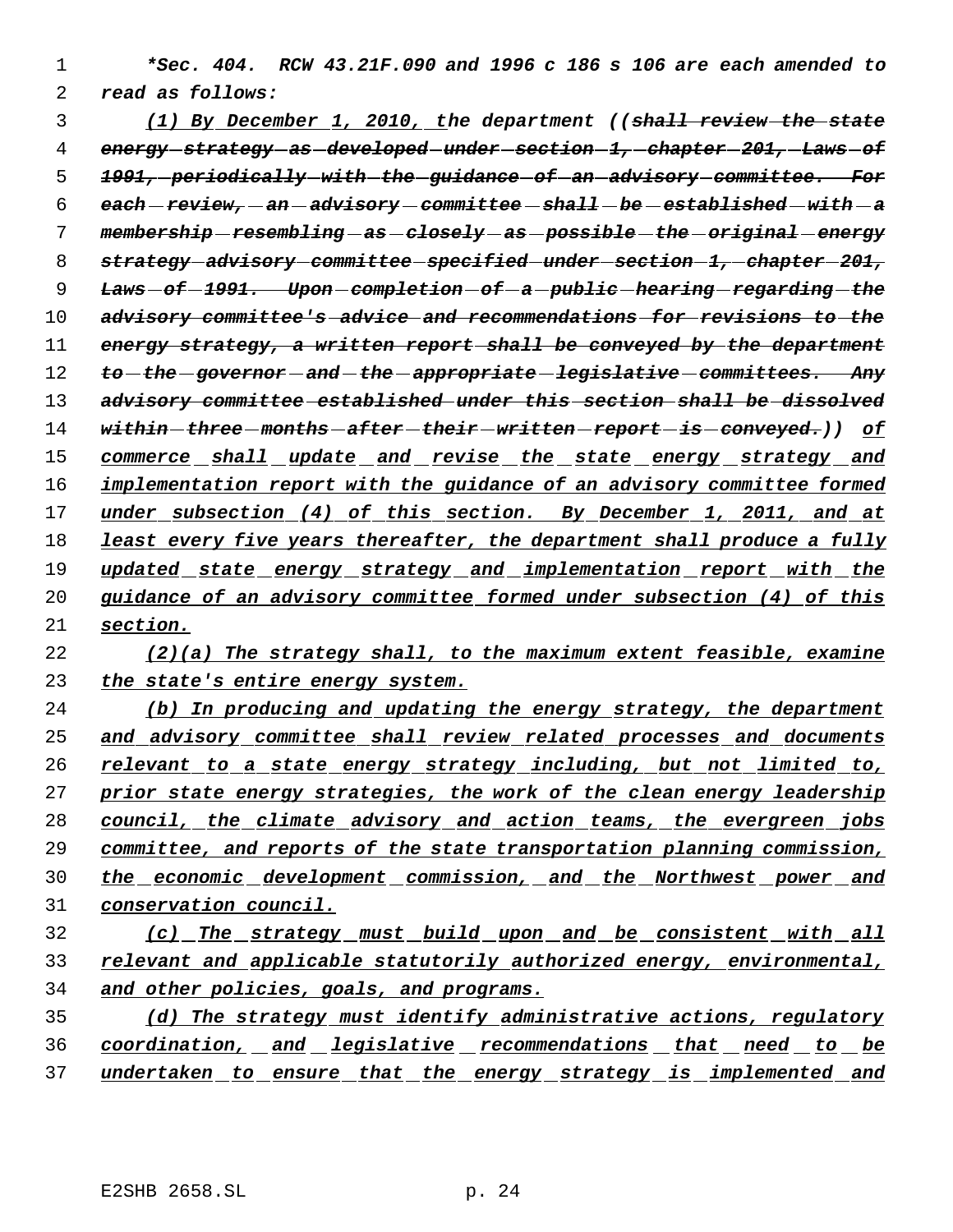***Sec. 404.** RCW 43.21F.090 and 1996 c 186 s 106 are each amended to read as follows:*

(1) By December 1, 2010, the department ((~~shall review the state energy strategy as developed under section 1, chapter 201, Laws of 1991, periodically with the guidance of an advisory committee. For each review, an advisory committee shall be established with a membership resembling as closely as possible the original energy strategy advisory committee specified under section 1, chapter 201, Laws of 1991. Upon completion of a public hearing regarding the advisory committee's advice and recommendations for revisions to the energy strategy, a written report shall be conveyed by the department to the governor and the appropriate legislative committees. Any advisory committee established under this section shall be dissolved within three months after their written report is conveyed.~~)) of commerce shall update and revise the state energy strategy and implementation report with the guidance of an advisory committee formed under subsection (4) of this section. By December 1, 2011, and at least every five years thereafter, the department shall produce a fully updated state energy strategy and implementation report with the guidance of an advisory committee formed under subsection (4) of this section.

(2)(a) The strategy shall, to the maximum extent feasible, examine the state's entire energy system.

(b) In producing and updating the energy strategy, the department and advisory committee shall review related processes and documents relevant to a state energy strategy including, but not limited to, prior state energy strategies, the work of the clean energy leadership council, the climate advisory and action teams, the evergreen jobs committee, and reports of the state transportation planning commission, the economic development commission, and the Northwest power and conservation council.

(c) The strategy must build upon and be consistent with all relevant and applicable statutorily authorized energy, environmental, and other policies, goals, and programs.

(d) The strategy must identify administrative actions, regulatory coordination, and legislative recommendations that need to be undertaken to ensure that the energy strategy is implemented and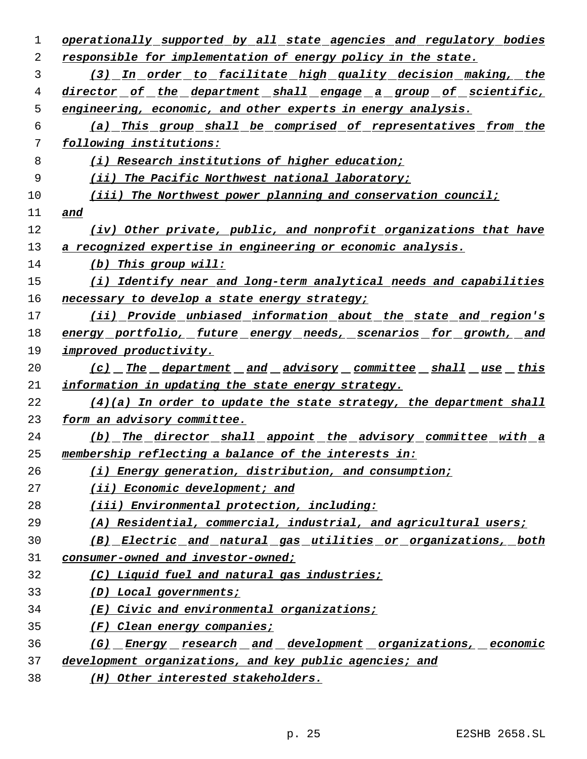operationally supported by all state agencies and regulatory bodies responsible for implementation of energy policy in the state.

(3) In order to facilitate high quality decision making, the director of the department shall engage a group of scientific, engineering, economic, and other experts in energy analysis.

(a) This group shall be comprised of representatives from the following institutions:

(i) Research institutions of higher education;

(ii) The Pacific Northwest national laboratory;

(iii) The Northwest power planning and conservation council; and

(iv) Other private, public, and nonprofit organizations that have a recognized expertise in engineering or economic analysis.

(b) This group will:

(i) Identify near and long-term analytical needs and capabilities necessary to develop a state energy strategy;

(ii) Provide unbiased information about the state and region's energy portfolio, future energy needs, scenarios for growth, and improved productivity.

(c) The department and advisory committee shall use this information in updating the state energy strategy.

(4)(a) In order to update the state strategy, the department shall form an advisory committee.

(b) The director shall appoint the advisory committee with a membership reflecting a balance of the interests in:

(i) Energy generation, distribution, and consumption;

(ii) Economic development; and

(iii) Environmental protection, including:

(A) Residential, commercial, industrial, and agricultural users;

(B) Electric and natural gas utilities or organizations, both consumer-owned and investor-owned;

(C) Liquid fuel and natural gas industries;

(D) Local governments;

(E) Civic and environmental organizations;

(F) Clean energy companies;

(G) Energy research and development organizations, economic development organizations, and key public agencies; and

(H) Other interested stakeholders.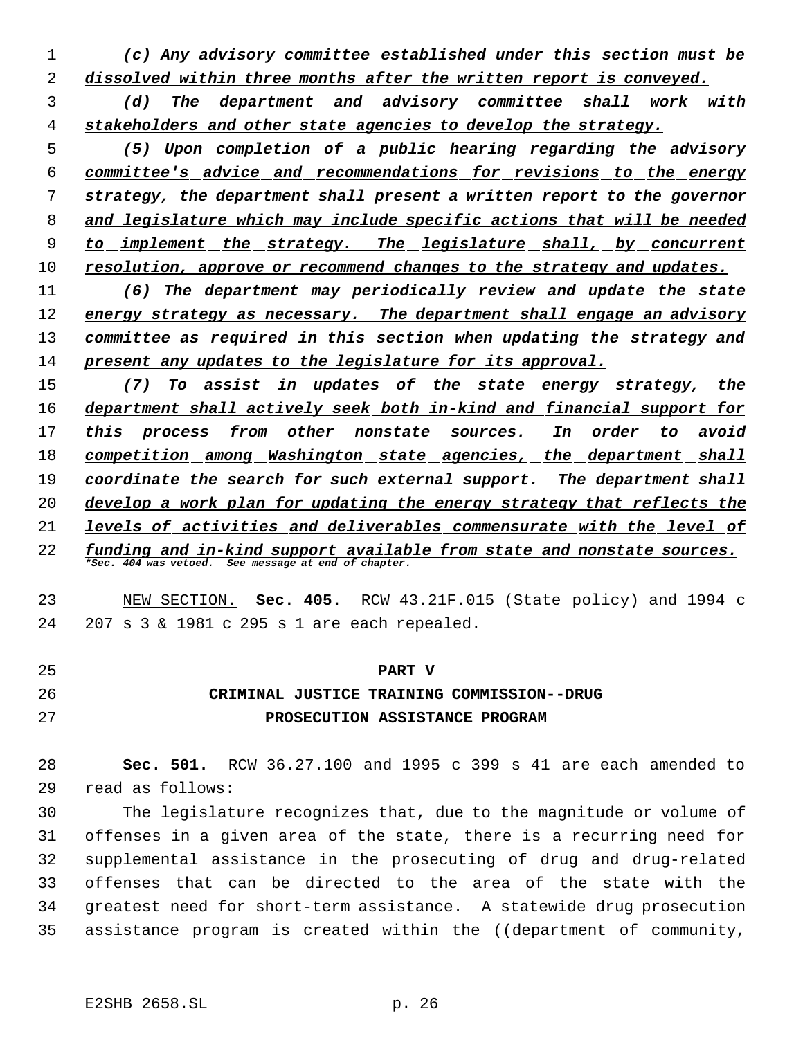*(c) Any advisory committee established under this section must be dissolved within three months after the written report is conveyed.*

*(d) The department and advisory committee shall work with stakeholders and other state agencies to develop the strategy.*

*(5) Upon completion of a public hearing regarding the advisory committee's advice and recommendations for revisions to the energy strategy, the department shall present a written report to the governor and legislature which may include specific actions that will be needed to implement the strategy. The legislature shall, by concurrent resolution, approve or recommend changes to the strategy and updates.*

*(6) The department may periodically review and update the state energy strategy as necessary. The department shall engage an advisory committee as required in this section when updating the strategy and present any updates to the legislature for its approval.*

*(7) To assist in updates of the state energy strategy, the department shall actively seek both in-kind and financial support for this process from other nonstate sources. In order to avoid competition among Washington state agencies, the department shall coordinate the search for such external support. The department shall develop a work plan for updating the energy strategy that reflects the levels of activities and deliverables commensurate with the level of funding and in-kind support available from state and nonstate sources.*

***Sec. 404 was vetoed. See message at end of chapter.**

NEW SECTION. **Sec. 405.** RCW 43.21F.015 (State policy) and 1994 c 207 s 3 & 1981 c 295 s 1 are each repealed.

## PART V

## CRIMINAL JUSTICE TRAINING COMMISSION--DRUG PROSECUTION ASSISTANCE PROGRAM

**Sec. 501.** RCW 36.27.100 and 1995 c 399 s 41 are each amended to read as follows:

The legislature recognizes that, due to the magnitude or volume of offenses in a given area of the state, there is a recurring need for supplemental assistance in the prosecuting of drug and drug-related offenses that can be directed to the area of the state with the greatest need for short-term assistance. A statewide drug prosecution assistance program is created within the ((~~department of community,~~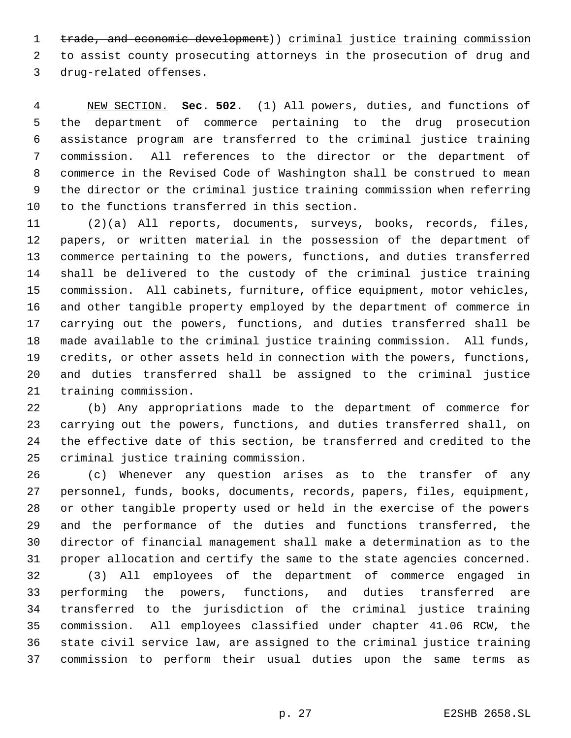~~trade, and economic development~~)) <u>criminal justice training commission</u> to assist county prosecuting attorneys in the prosecution of drug and drug-related offenses.

<u>NEW SECTION.</u> **Sec. 502.** (1) All powers, duties, and functions of the department of commerce pertaining to the drug prosecution assistance program are transferred to the criminal justice training commission. All references to the director or the department of commerce in the Revised Code of Washington shall be construed to mean the director or the criminal justice training commission when referring to the functions transferred in this section.

(2)(a) All reports, documents, surveys, books, records, files, papers, or written material in the possession of the department of commerce pertaining to the powers, functions, and duties transferred shall be delivered to the custody of the criminal justice training commission. All cabinets, furniture, office equipment, motor vehicles, and other tangible property employed by the department of commerce in carrying out the powers, functions, and duties transferred shall be made available to the criminal justice training commission. All funds, credits, or other assets held in connection with the powers, functions, and duties transferred shall be assigned to the criminal justice training commission.

(b) Any appropriations made to the department of commerce for carrying out the powers, functions, and duties transferred shall, on the effective date of this section, be transferred and credited to the criminal justice training commission.

(c) Whenever any question arises as to the transfer of any personnel, funds, books, documents, records, papers, files, equipment, or other tangible property used or held in the exercise of the powers and the performance of the duties and functions transferred, the director of financial management shall make a determination as to the proper allocation and certify the same to the state agencies concerned.

(3) All employees of the department of commerce engaged in performing the powers, functions, and duties transferred are transferred to the jurisdiction of the criminal justice training commission. All employees classified under chapter 41.06 RCW, the state civil service law, are assigned to the criminal justice training commission to perform their usual duties upon the same terms as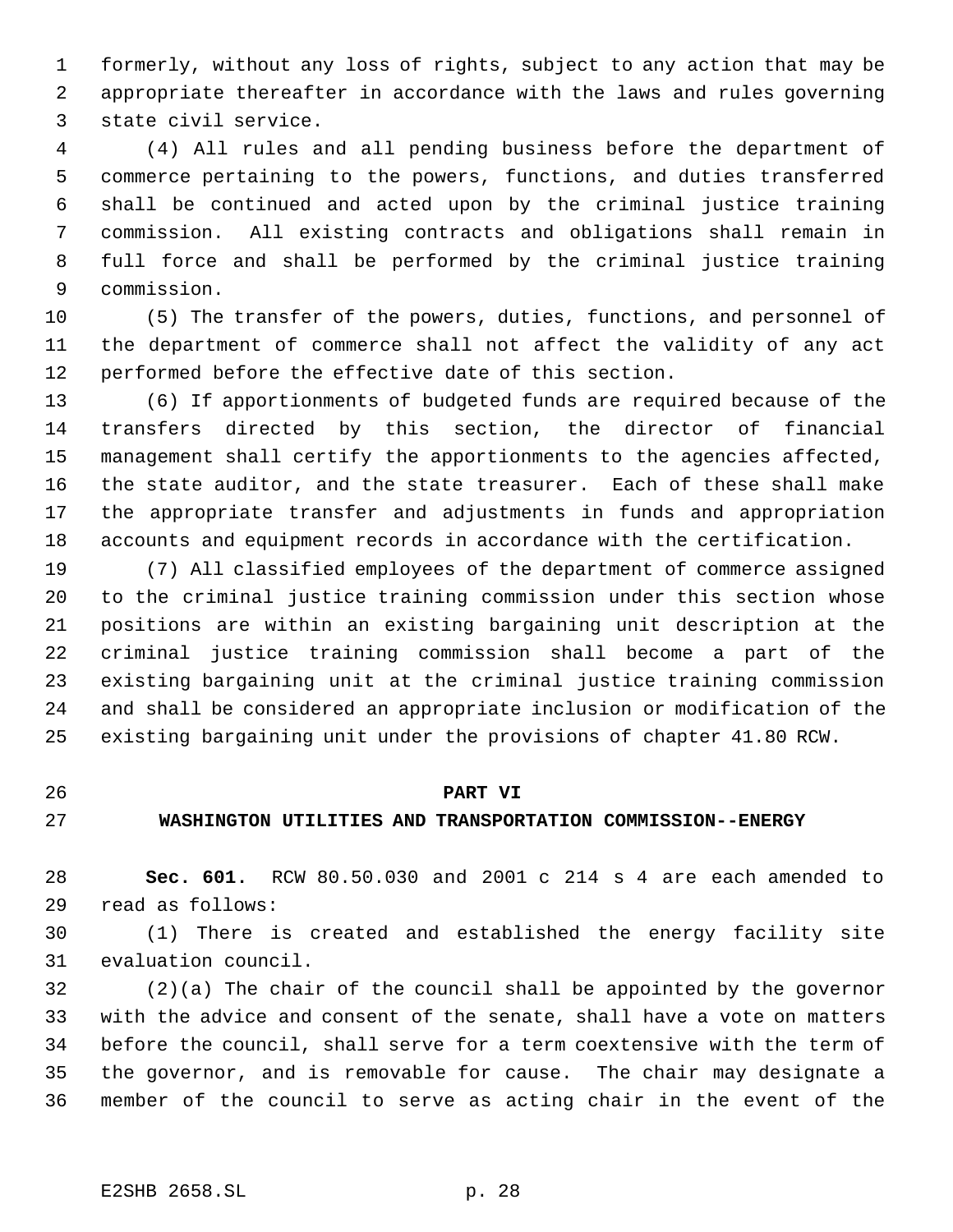formerly, without any loss of rights, subject to any action that may be appropriate thereafter in accordance with the laws and rules governing state civil service.

(4) All rules and all pending business before the department of commerce pertaining to the powers, functions, and duties transferred shall be continued and acted upon by the criminal justice training commission. All existing contracts and obligations shall remain in full force and shall be performed by the criminal justice training commission.

(5) The transfer of the powers, duties, functions, and personnel of the department of commerce shall not affect the validity of any act performed before the effective date of this section.

(6) If apportionments of budgeted funds are required because of the transfers directed by this section, the director of financial management shall certify the apportionments to the agencies affected, the state auditor, and the state treasurer. Each of these shall make the appropriate transfer and adjustments in funds and appropriation accounts and equipment records in accordance with the certification.

(7) All classified employees of the department of commerce assigned to the criminal justice training commission under this section whose positions are within an existing bargaining unit description at the criminal justice training commission shall become a part of the existing bargaining unit at the criminal justice training commission and shall be considered an appropriate inclusion or modification of the existing bargaining unit under the provisions of chapter 41.80 RCW.

## PART VI
## WASHINGTON UTILITIES AND TRANSPORTATION COMMISSION--ENERGY

**Sec. 601.** RCW 80.50.030 and 2001 c 214 s 4 are each amended to read as follows:

(1) There is created and established the energy facility site evaluation council.

(2)(a) The chair of the council shall be appointed by the governor with the advice and consent of the senate, shall have a vote on matters before the council, shall serve for a term coextensive with the term of the governor, and is removable for cause. The chair may designate a member of the council to serve as acting chair in the event of the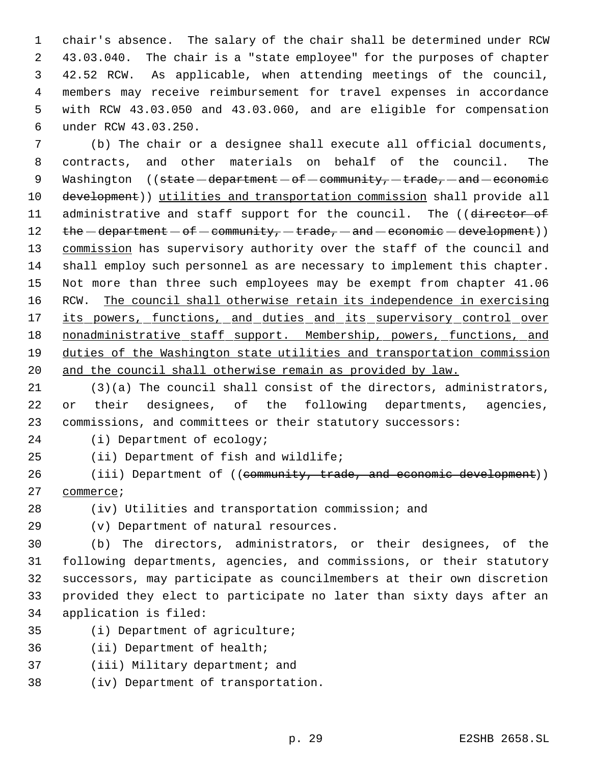chair's absence. The salary of the chair shall be determined under RCW 43.03.040. The chair is a "state employee" for the purposes of chapter 42.52 RCW. As applicable, when attending meetings of the council, members may receive reimbursement for travel expenses in accordance with RCW 43.03.050 and 43.03.060, and are eligible for compensation under RCW 43.03.250.

(b) The chair or a designee shall execute all official documents, contracts, and other materials on behalf of the council. The Washington ((~~state department of community, trade, and economic development~~)) utilities and transportation commission shall provide all administrative and staff support for the council. The ((~~director of the department of community, trade, and economic development~~)) commission has supervisory authority over the staff of the council and shall employ such personnel as are necessary to implement this chapter. Not more than three such employees may be exempt from chapter 41.06 RCW. The council shall otherwise retain its independence in exercising its powers, functions, and duties and its supervisory control over nonadministrative staff support. Membership, powers, functions, and duties of the Washington state utilities and transportation commission and the council shall otherwise remain as provided by law.

(3)(a) The council shall consist of the directors, administrators, or their designees, of the following departments, agencies, commissions, and committees or their statutory successors:

(i) Department of ecology;

(ii) Department of fish and wildlife;

(iii) Department of ((~~community, trade, and economic development~~)) commerce;

(iv) Utilities and transportation commission; and

(v) Department of natural resources.

(b) The directors, administrators, or their designees, of the following departments, agencies, and commissions, or their statutory successors, may participate as councilmembers at their own discretion provided they elect to participate no later than sixty days after an application is filed:

(i) Department of agriculture;

(ii) Department of health;

(iii) Military department; and

(iv) Department of transportation.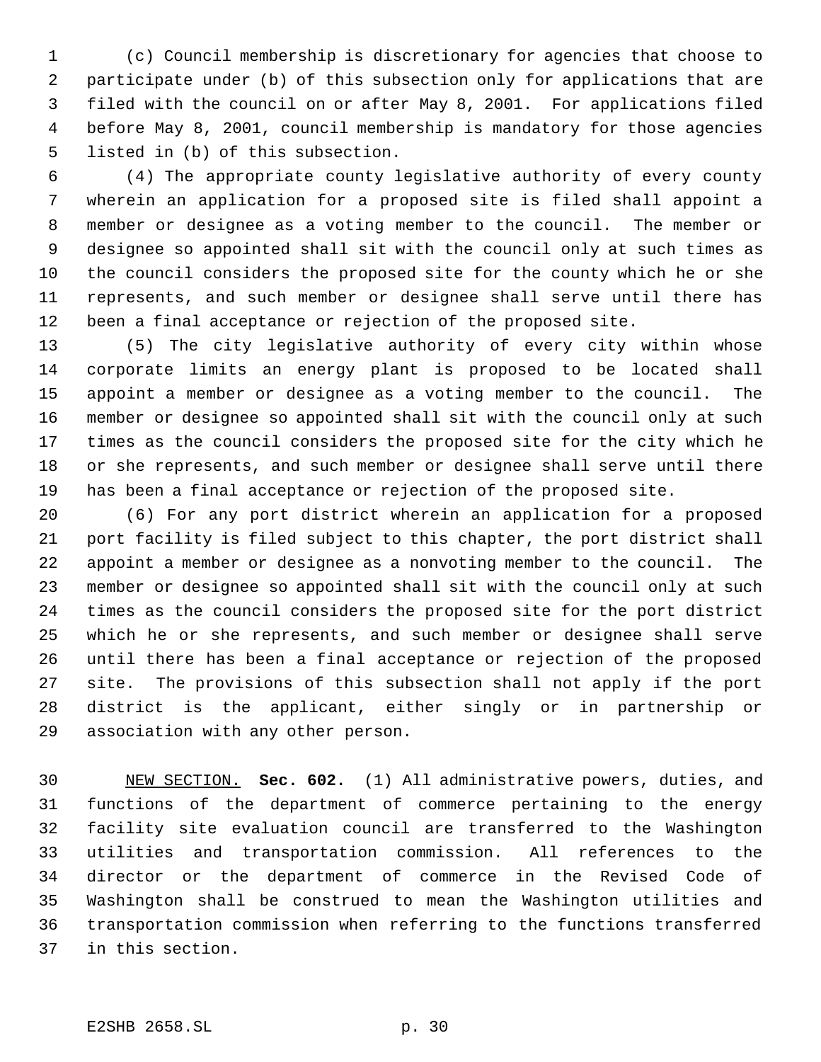(c) Council membership is discretionary for agencies that choose to participate under (b) of this subsection only for applications that are filed with the council on or after May 8, 2001. For applications filed before May 8, 2001, council membership is mandatory for those agencies listed in (b) of this subsection.

(4) The appropriate county legislative authority of every county wherein an application for a proposed site is filed shall appoint a member or designee as a voting member to the council. The member or designee so appointed shall sit with the council only at such times as the council considers the proposed site for the county which he or she represents, and such member or designee shall serve until there has been a final acceptance or rejection of the proposed site.

(5) The city legislative authority of every city within whose corporate limits an energy plant is proposed to be located shall appoint a member or designee as a voting member to the council. The member or designee so appointed shall sit with the council only at such times as the council considers the proposed site for the city which he or she represents, and such member or designee shall serve until there has been a final acceptance or rejection of the proposed site.

(6) For any port district wherein an application for a proposed port facility is filed subject to this chapter, the port district shall appoint a member or designee as a nonvoting member to the council. The member or designee so appointed shall sit with the council only at such times as the council considers the proposed site for the port district which he or she represents, and such member or designee shall serve until there has been a final acceptance or rejection of the proposed site. The provisions of this subsection shall not apply if the port district is the applicant, either singly or in partnership or association with any other person.

NEW SECTION. **Sec. 602.** (1) All administrative powers, duties, and functions of the department of commerce pertaining to the energy facility site evaluation council are transferred to the Washington utilities and transportation commission. All references to the director or the department of commerce in the Revised Code of Washington shall be construed to mean the Washington utilities and transportation commission when referring to the functions transferred in this section.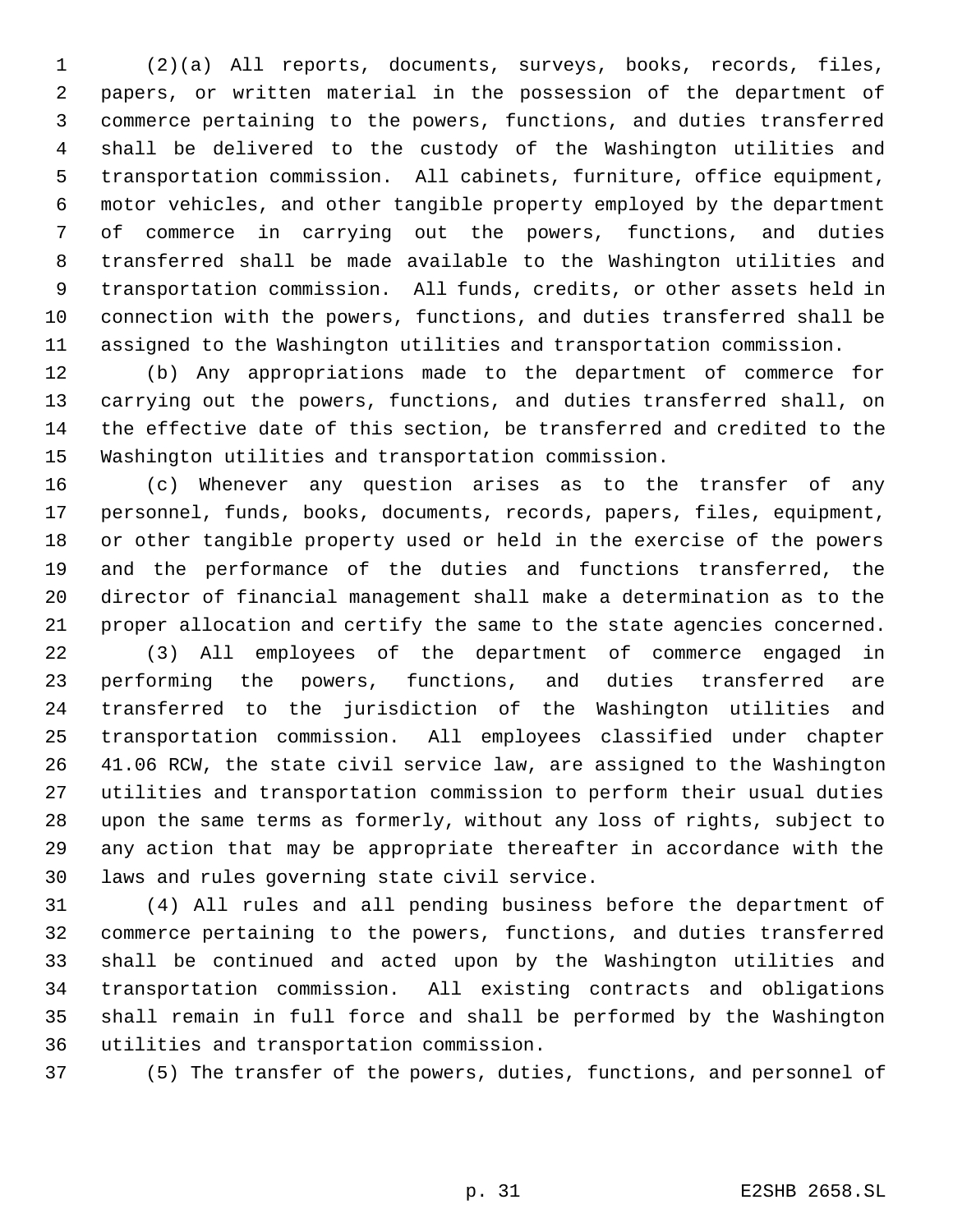(2)(a) All reports, documents, surveys, books, records, files, papers, or written material in the possession of the department of commerce pertaining to the powers, functions, and duties transferred shall be delivered to the custody of the Washington utilities and transportation commission. All cabinets, furniture, office equipment, motor vehicles, and other tangible property employed by the department of commerce in carrying out the powers, functions, and duties transferred shall be made available to the Washington utilities and transportation commission. All funds, credits, or other assets held in connection with the powers, functions, and duties transferred shall be assigned to the Washington utilities and transportation commission.

(b) Any appropriations made to the department of commerce for carrying out the powers, functions, and duties transferred shall, on the effective date of this section, be transferred and credited to the Washington utilities and transportation commission.

(c) Whenever any question arises as to the transfer of any personnel, funds, books, documents, records, papers, files, equipment, or other tangible property used or held in the exercise of the powers and the performance of the duties and functions transferred, the director of financial management shall make a determination as to the proper allocation and certify the same to the state agencies concerned.

(3) All employees of the department of commerce engaged in performing the powers, functions, and duties transferred are transferred to the jurisdiction of the Washington utilities and transportation commission. All employees classified under chapter 41.06 RCW, the state civil service law, are assigned to the Washington utilities and transportation commission to perform their usual duties upon the same terms as formerly, without any loss of rights, subject to any action that may be appropriate thereafter in accordance with the laws and rules governing state civil service.

(4) All rules and all pending business before the department of commerce pertaining to the powers, functions, and duties transferred shall be continued and acted upon by the Washington utilities and transportation commission. All existing contracts and obligations shall remain in full force and shall be performed by the Washington utilities and transportation commission.

(5) The transfer of the powers, duties, functions, and personnel of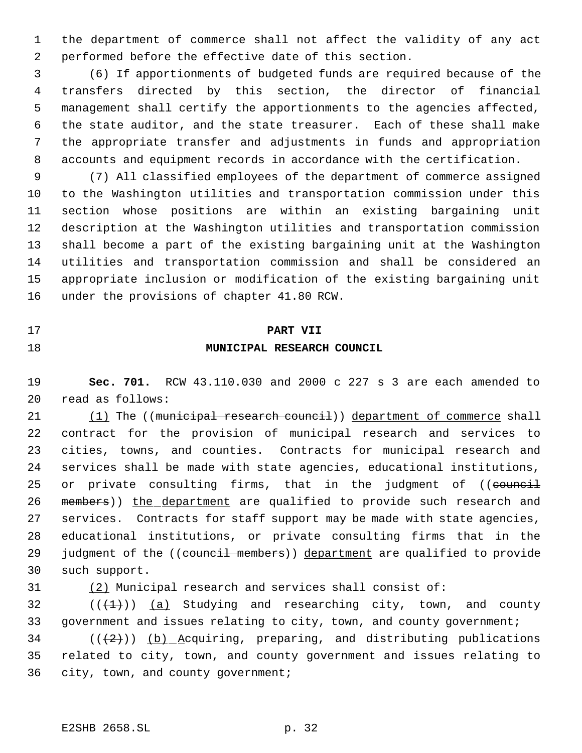the department of commerce shall not affect the validity of any act performed before the effective date of this section.

(6) If apportionments of budgeted funds are required because of the transfers directed by this section, the director of financial management shall certify the apportionments to the agencies affected, the state auditor, and the state treasurer. Each of these shall make the appropriate transfer and adjustments in funds and appropriation accounts and equipment records in accordance with the certification.

(7) All classified employees of the department of commerce assigned to the Washington utilities and transportation commission under this section whose positions are within an existing bargaining unit description at the Washington utilities and transportation commission shall become a part of the existing bargaining unit at the Washington utilities and transportation commission and shall be considered an appropriate inclusion or modification of the existing bargaining unit under the provisions of chapter 41.80 RCW.

## PART VII
## MUNICIPAL RESEARCH COUNCIL

**Sec. 701.** RCW 43.110.030 and 2000 c 227 s 3 are each amended to read as follows:

(1) The ((~~municipal research council~~)) department of commerce shall contract for the provision of municipal research and services to cities, towns, and counties. Contracts for municipal research and services shall be made with state agencies, educational institutions, or private consulting firms, that in the judgment of ((~~council members~~)) the department are qualified to provide such research and services. Contracts for staff support may be made with state agencies, educational institutions, or private consulting firms that in the judgment of the ((~~council members~~)) department are qualified to provide such support.

(2) Municipal research and services shall consist of:

((~~(1)~~)) (a) Studying and researching city, town, and county government and issues relating to city, town, and county government;

((~~(2)~~)) (b) Acquiring, preparing, and distributing publications related to city, town, and county government and issues relating to city, town, and county government;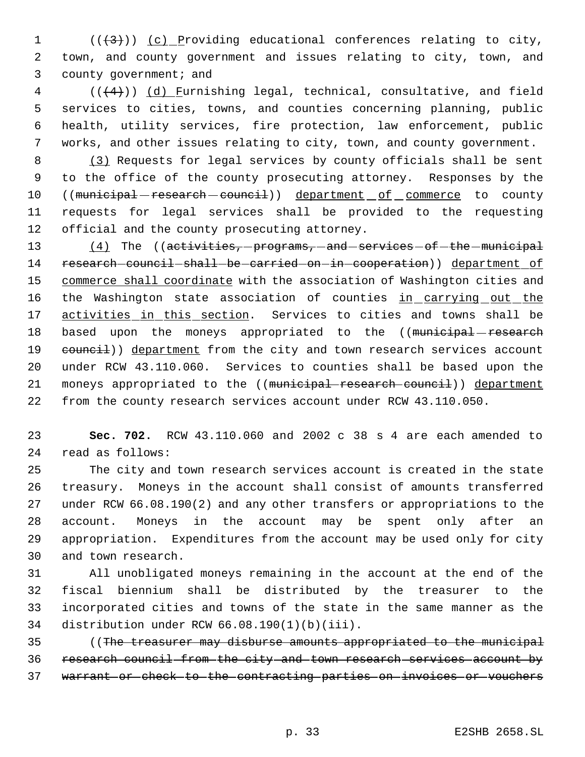((~~(3)~~)) (c) Providing educational conferences relating to city, town, and county government and issues relating to city, town, and county government; and

((~~(4)~~)) (d) Furnishing legal, technical, consultative, and field services to cities, towns, and counties concerning planning, public health, utility services, fire protection, law enforcement, public works, and other issues relating to city, town, and county government.

(3) Requests for legal services by county officials shall be sent to the office of the county prosecuting attorney. Responses by the ((~~municipal research council~~)) department of commerce to county requests for legal services shall be provided to the requesting official and the county prosecuting attorney.

(4) The ((~~activities, programs, and services of the municipal research council shall be carried on in cooperation~~)) department of commerce shall coordinate with the association of Washington cities and the Washington state association of counties in carrying out the activities in this section. Services to cities and towns shall be based upon the moneys appropriated to the ((~~municipal research council~~)) department from the city and town research services account under RCW 43.110.060. Services to counties shall be based upon the moneys appropriated to the ((~~municipal research council~~)) department from the county research services account under RCW 43.110.050.

**Sec. 702.** RCW 43.110.060 and 2002 c 38 s 4 are each amended to read as follows:

The city and town research services account is created in the state treasury. Moneys in the account shall consist of amounts transferred under RCW 66.08.190(2) and any other transfers or appropriations to the account. Moneys in the account may be spent only after an appropriation. Expenditures from the account may be used only for city and town research.

All unobligated moneys remaining in the account at the end of the fiscal biennium shall be distributed by the treasurer to the incorporated cities and towns of the state in the same manner as the distribution under RCW 66.08.190(1)(b)(iii).

((~~The treasurer may disburse amounts appropriated to the municipal research council from the city and town research services account by warrant or check to the contracting parties on invoices or vouchers~~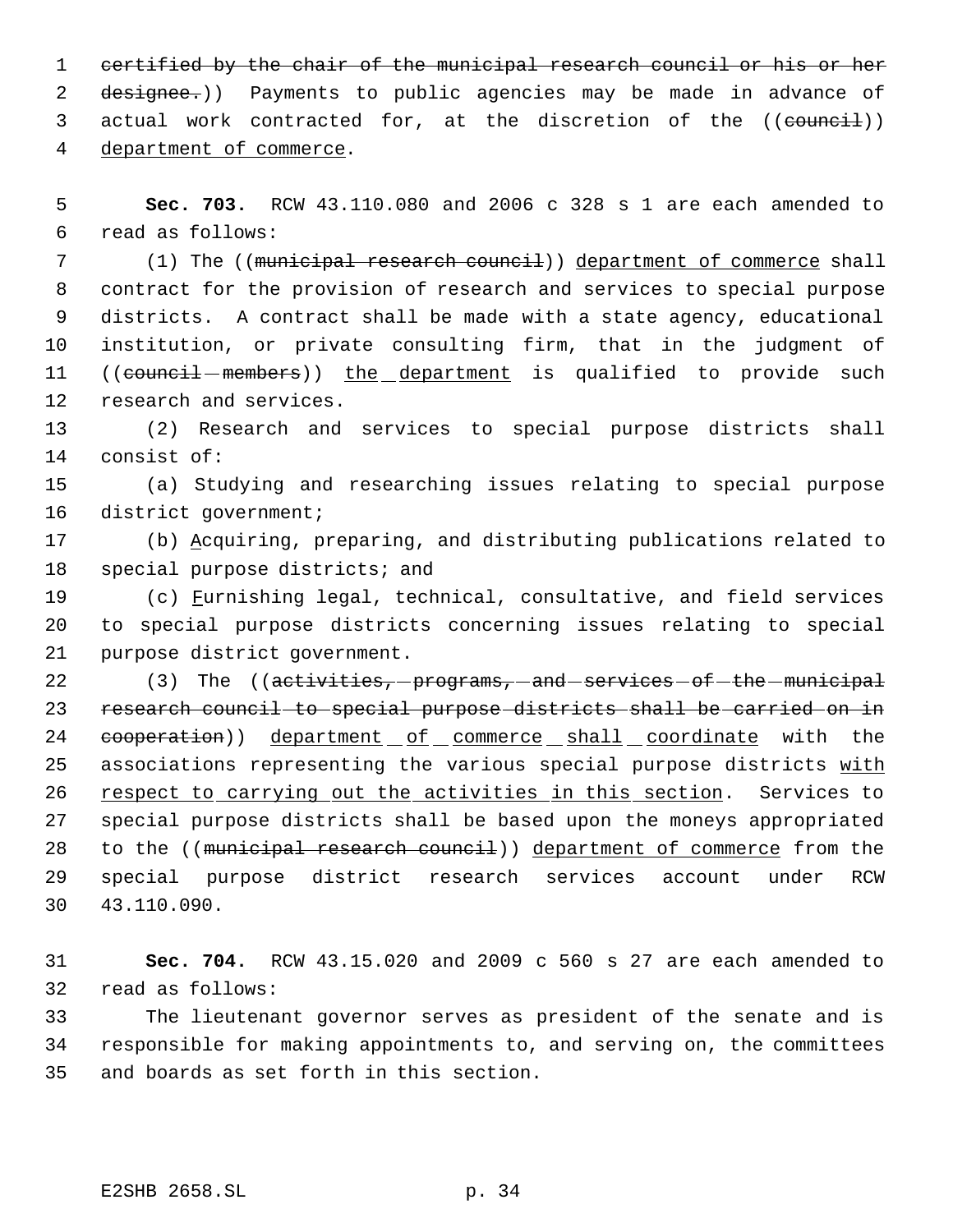~~certified by the chair of the municipal research council or his or her designee.~~)) Payments to public agencies may be made in advance of actual work contracted for, at the discretion of the ((~~council~~)) <u>department of commerce</u>.

**Sec. 703.** RCW 43.110.080 and 2006 c 328 s 1 are each amended to read as follows:

(1) The ((~~municipal research council~~)) <u>department of commerce</u> shall contract for the provision of research and services to special purpose districts. A contract shall be made with a state agency, educational institution, or private consulting firm, that in the judgment of ((~~council members~~)) <u>the department</u> is qualified to provide such research and services.

(2) Research and services to special purpose districts shall consist of:

(a) Studying and researching issues relating to special purpose district government;

(b) <u>A</u>cquiring, preparing, and distributing publications related to special purpose districts; and

(c) <u>F</u>urnishing legal, technical, consultative, and field services to special purpose districts concerning issues relating to special purpose district government.

(3) The ((~~activities, programs, and services of the municipal research council to special purpose districts shall be carried on in cooperation~~)) <u>department of commerce shall coordinate</u> with the associations representing the various special purpose districts <u>with respect to carrying out the activities in this section</u>. Services to special purpose districts shall be based upon the moneys appropriated to the ((~~municipal research council~~)) <u>department of commerce</u> from the special purpose district research services account under RCW 43.110.090.

**Sec. 704.** RCW 43.15.020 and 2009 c 560 s 27 are each amended to read as follows:

The lieutenant governor serves as president of the senate and is responsible for making appointments to, and serving on, the committees and boards as set forth in this section.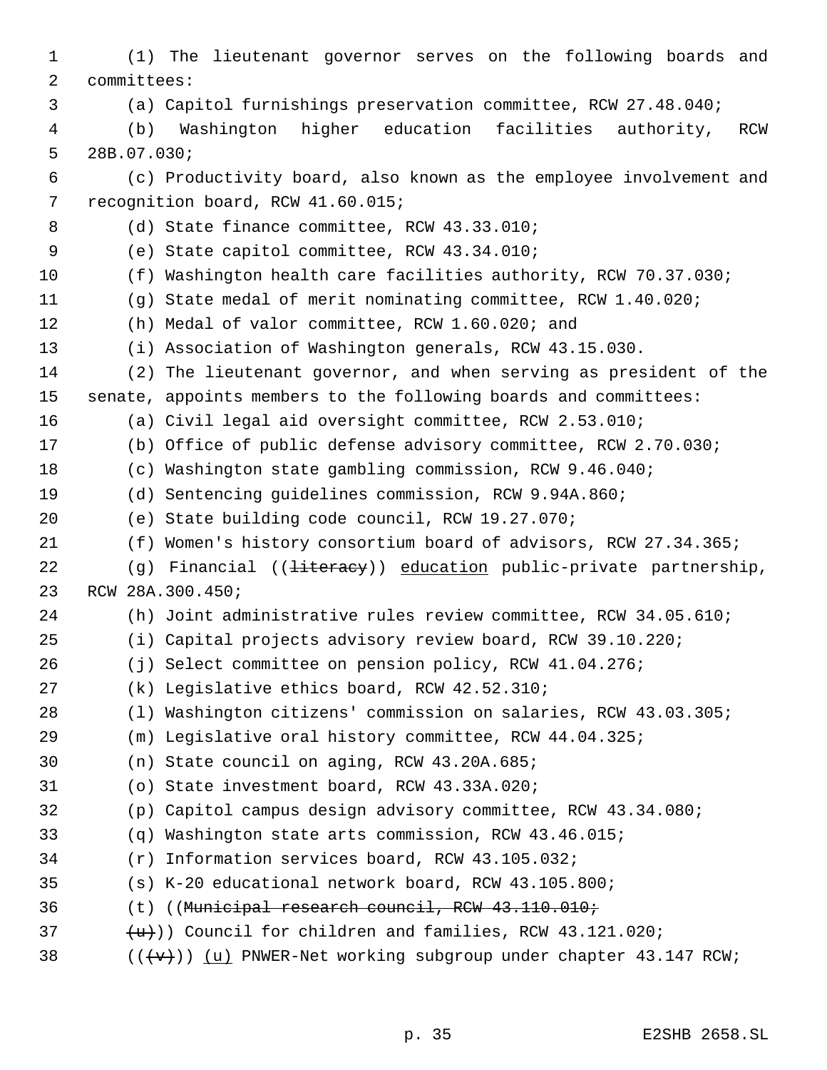(1) The lieutenant governor serves on the following boards and committees:

(a) Capitol furnishings preservation committee, RCW 27.48.040;

(b) Washington higher education facilities authority, RCW 28B.07.030;

(c) Productivity board, also known as the employee involvement and recognition board, RCW 41.60.015;

(d) State finance committee, RCW 43.33.010;

(e) State capitol committee, RCW 43.34.010;

(f) Washington health care facilities authority, RCW 70.37.030;

(g) State medal of merit nominating committee, RCW 1.40.020;

(h) Medal of valor committee, RCW 1.60.020; and

(i) Association of Washington generals, RCW 43.15.030.

(2) The lieutenant governor, and when serving as president of the senate, appoints members to the following boards and committees:

(a) Civil legal aid oversight committee, RCW 2.53.010;

(b) Office of public defense advisory committee, RCW 2.70.030;

(c) Washington state gambling commission, RCW 9.46.040;

(d) Sentencing guidelines commission, RCW 9.94A.860;

(e) State building code council, RCW 19.27.070;

(f) Women's history consortium board of advisors, RCW 27.34.365;

(g) Financial ((~~literacy~~)) <u>education</u> public-private partnership, RCW 28A.300.450;

(h) Joint administrative rules review committee, RCW 34.05.610;

(i) Capital projects advisory review board, RCW 39.10.220;

(j) Select committee on pension policy, RCW 41.04.276;

(k) Legislative ethics board, RCW 42.52.310;

(l) Washington citizens' commission on salaries, RCW 43.03.305;

(m) Legislative oral history committee, RCW 44.04.325;

(n) State council on aging, RCW 43.20A.685;

(o) State investment board, RCW 43.33A.020;

(p) Capitol campus design advisory committee, RCW 43.34.080;

(q) Washington state arts commission, RCW 43.46.015;

(r) Information services board, RCW 43.105.032;

(s) K-20 educational network board, RCW 43.105.800;

(t) ((~~Municipal research council, RCW 43.110.010;~~

~~(u)~~)) Council for children and families, RCW 43.121.020;

((~~(v)~~)) <u>(u)</u> PNWER-Net working subgroup under chapter 43.147 RCW;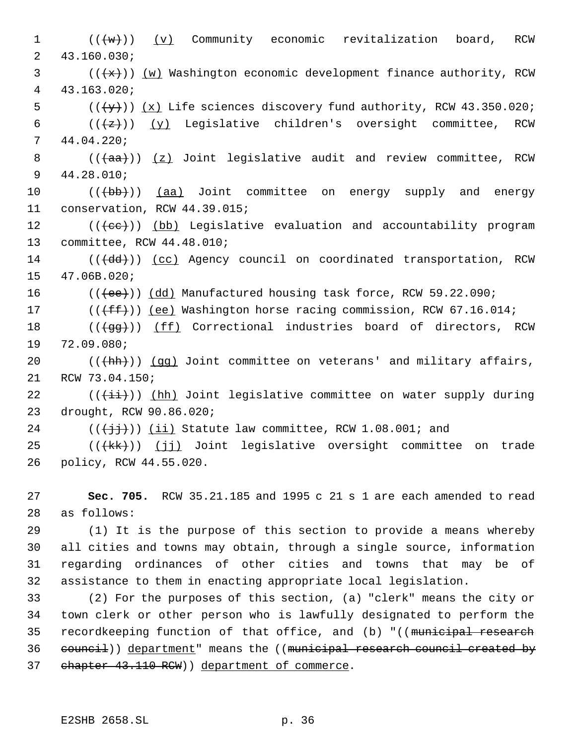(((w))) (v) Community economic revitalization board, RCW 43.160.030;

(((x))) (w) Washington economic development finance authority, RCW 43.163.020;

(((y))) (x) Life sciences discovery fund authority, RCW 43.350.020;

(((z))) (y) Legislative children's oversight committee, RCW 44.04.220;

(((aa))) (z) Joint legislative audit and review committee, RCW 44.28.010;

(((bb))) (aa) Joint committee on energy supply and energy conservation, RCW 44.39.015;

(((cc))) (bb) Legislative evaluation and accountability program committee, RCW 44.48.010;

(((dd))) (cc) Agency council on coordinated transportation, RCW 47.06B.020;

(((ee))) (dd) Manufactured housing task force, RCW 59.22.090;

(((ff))) (ee) Washington horse racing commission, RCW 67.16.014;

(((gg))) (ff) Correctional industries board of directors, RCW 72.09.080;

(((hh))) (gg) Joint committee on veterans' and military affairs, RCW 73.04.150;

(((ii))) (hh) Joint legislative committee on water supply during drought, RCW 90.86.020;

(((jj))) (ii) Statute law committee, RCW 1.08.001; and

(((kk))) (jj) Joint legislative oversight committee on trade policy, RCW 44.55.020.

**Sec. 705.** RCW 35.21.185 and 1995 c 21 s 1 are each amended to read as follows:

(1) It is the purpose of this section to provide a means whereby all cities and towns may obtain, through a single source, information regarding ordinances of other cities and towns that may be of assistance to them in enacting appropriate local legislation.

(2) For the purposes of this section, (a) "clerk" means the city or town clerk or other person who is lawfully designated to perform the recordkeeping function of that office, and (b) "((municipal research council)) department" means the ((municipal research council created by chapter 43.110 RCW)) department of commerce.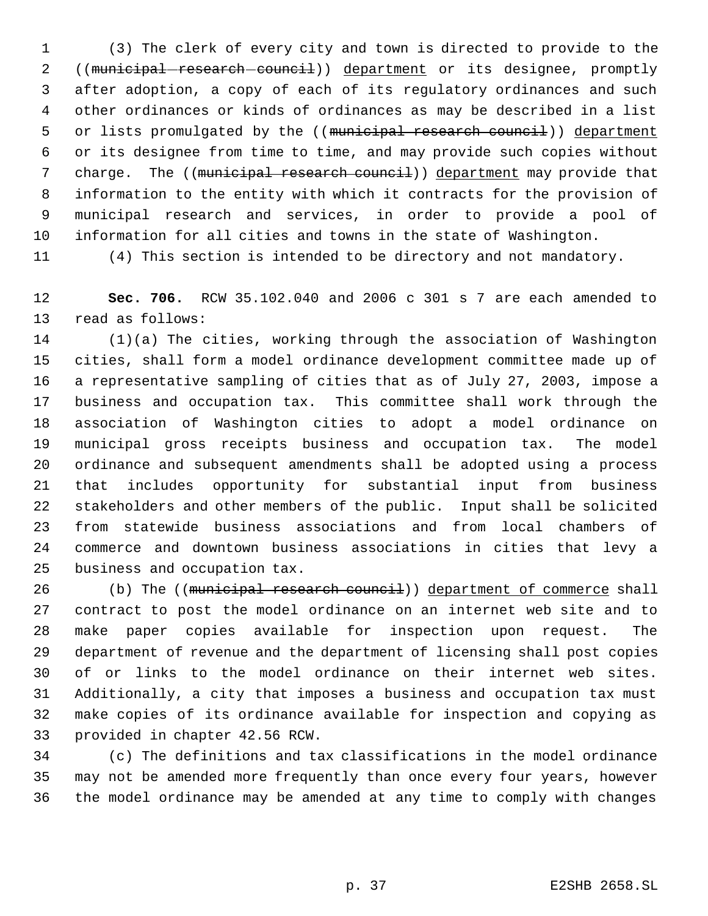(3) The clerk of every city and town is directed to provide to the ((~~municipal research council~~)) <u>department</u> or its designee, promptly after adoption, a copy of each of its regulatory ordinances and such other ordinances or kinds of ordinances as may be described in a list or lists promulgated by the ((~~municipal research council~~)) <u>department</u> or its designee from time to time, and may provide such copies without charge. The ((~~municipal research council~~)) <u>department</u> may provide that information to the entity with which it contracts for the provision of municipal research and services, in order to provide a pool of information for all cities and towns in the state of Washington.

(4) This section is intended to be directory and not mandatory.

**Sec. 706.** RCW 35.102.040 and 2006 c 301 s 7 are each amended to read as follows:

(1)(a) The cities, working through the association of Washington cities, shall form a model ordinance development committee made up of a representative sampling of cities that as of July 27, 2003, impose a business and occupation tax. This committee shall work through the association of Washington cities to adopt a model ordinance on municipal gross receipts business and occupation tax. The model ordinance and subsequent amendments shall be adopted using a process that includes opportunity for substantial input from business stakeholders and other members of the public. Input shall be solicited from statewide business associations and from local chambers of commerce and downtown business associations in cities that levy a business and occupation tax.

(b) The ((~~municipal research council~~)) <u>department of commerce</u> shall contract to post the model ordinance on an internet web site and to make paper copies available for inspection upon request. The department of revenue and the department of licensing shall post copies of or links to the model ordinance on their internet web sites. Additionally, a city that imposes a business and occupation tax must make copies of its ordinance available for inspection and copying as provided in chapter 42.56 RCW.

(c) The definitions and tax classifications in the model ordinance may not be amended more frequently than once every four years, however the model ordinance may be amended at any time to comply with changes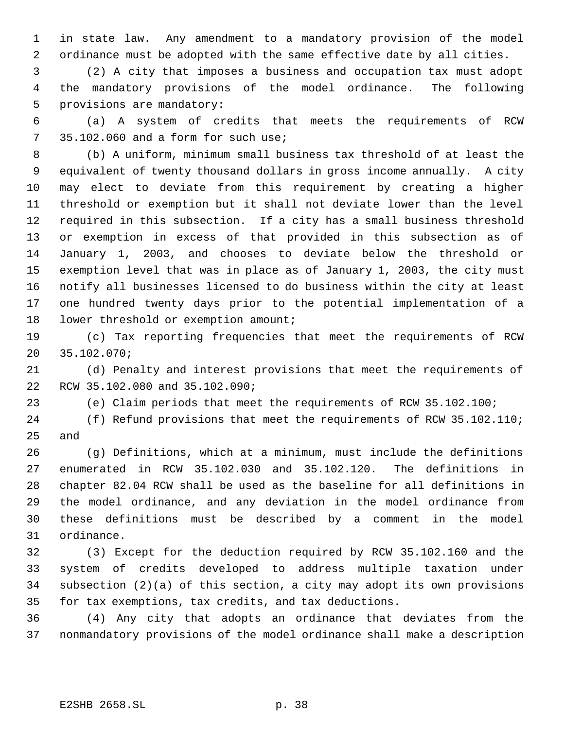in state law. Any amendment to a mandatory provision of the model ordinance must be adopted with the same effective date by all cities.

(2) A city that imposes a business and occupation tax must adopt the mandatory provisions of the model ordinance. The following provisions are mandatory:

(a) A system of credits that meets the requirements of RCW 35.102.060 and a form for such use;

(b) A uniform, minimum small business tax threshold of at least the equivalent of twenty thousand dollars in gross income annually. A city may elect to deviate from this requirement by creating a higher threshold or exemption but it shall not deviate lower than the level required in this subsection. If a city has a small business threshold or exemption in excess of that provided in this subsection as of January 1, 2003, and chooses to deviate below the threshold or exemption level that was in place as of January 1, 2003, the city must notify all businesses licensed to do business within the city at least one hundred twenty days prior to the potential implementation of a lower threshold or exemption amount;

(c) Tax reporting frequencies that meet the requirements of RCW 35.102.070;

(d) Penalty and interest provisions that meet the requirements of RCW 35.102.080 and 35.102.090;

(e) Claim periods that meet the requirements of RCW 35.102.100;

(f) Refund provisions that meet the requirements of RCW 35.102.110; and

(g) Definitions, which at a minimum, must include the definitions enumerated in RCW 35.102.030 and 35.102.120. The definitions in chapter 82.04 RCW shall be used as the baseline for all definitions in the model ordinance, and any deviation in the model ordinance from these definitions must be described by a comment in the model ordinance.

(3) Except for the deduction required by RCW 35.102.160 and the system of credits developed to address multiple taxation under subsection (2)(a) of this section, a city may adopt its own provisions for tax exemptions, tax credits, and tax deductions.

(4) Any city that adopts an ordinance that deviates from the nonmandatory provisions of the model ordinance shall make a description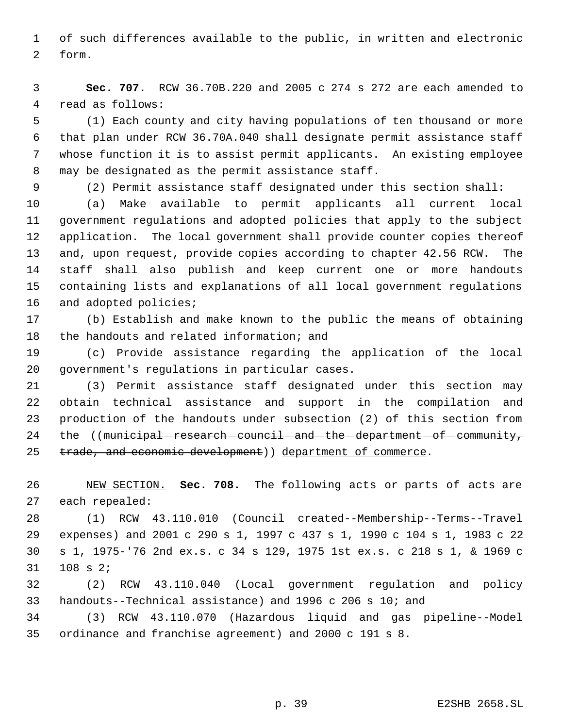of such differences available to the public, in written and electronic form.

**Sec. 707.** RCW 36.70B.220 and 2005 c 274 s 272 are each amended to read as follows:

(1) Each county and city having populations of ten thousand or more that plan under RCW 36.70A.040 shall designate permit assistance staff whose function it is to assist permit applicants. An existing employee may be designated as the permit assistance staff.

(2) Permit assistance staff designated under this section shall:

(a) Make available to permit applicants all current local government regulations and adopted policies that apply to the subject application. The local government shall provide counter copies thereof and, upon request, provide copies according to chapter 42.56 RCW. The staff shall also publish and keep current one or more handouts containing lists and explanations of all local government regulations and adopted policies;

(b) Establish and make known to the public the means of obtaining the handouts and related information; and

(c) Provide assistance regarding the application of the local government's regulations in particular cases.

(3) Permit assistance staff designated under this section may obtain technical assistance and support in the compilation and production of the handouts under subsection (2) of this section from the ((~~municipal research council and the department of community, trade, and economic development~~)) <u>department of commerce</u>.

<u>NEW SECTION.</u> **Sec. 708.** The following acts or parts of acts are each repealed:

(1) RCW 43.110.010 (Council created--Membership--Terms--Travel expenses) and 2001 c 290 s 1, 1997 c 437 s 1, 1990 c 104 s 1, 1983 c 22 s 1, 1975-'76 2nd ex.s. c 34 s 129, 1975 1st ex.s. c 218 s 1, & 1969 c 108 s 2;

(2) RCW 43.110.040 (Local government regulation and policy handouts--Technical assistance) and 1996 c 206 s 10; and

(3) RCW 43.110.070 (Hazardous liquid and gas pipeline--Model ordinance and franchise agreement) and 2000 c 191 s 8.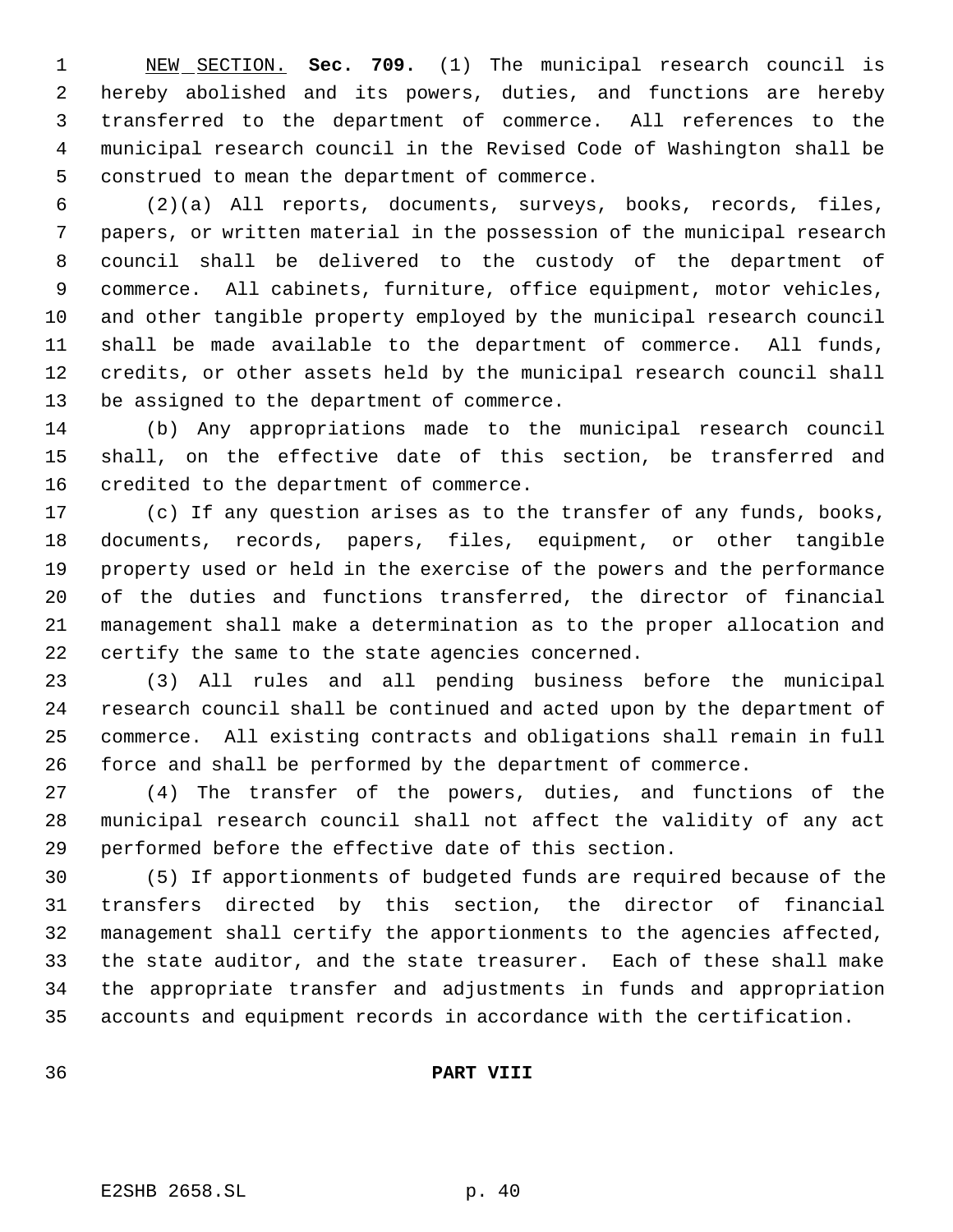NEW SECTION. **Sec. 709.** (1) The municipal research council is hereby abolished and its powers, duties, and functions are hereby transferred to the department of commerce. All references to the municipal research council in the Revised Code of Washington shall be construed to mean the department of commerce.

(2)(a) All reports, documents, surveys, books, records, files, papers, or written material in the possession of the municipal research council shall be delivered to the custody of the department of commerce. All cabinets, furniture, office equipment, motor vehicles, and other tangible property employed by the municipal research council shall be made available to the department of commerce. All funds, credits, or other assets held by the municipal research council shall be assigned to the department of commerce.

(b) Any appropriations made to the municipal research council shall, on the effective date of this section, be transferred and credited to the department of commerce.

(c) If any question arises as to the transfer of any funds, books, documents, records, papers, files, equipment, or other tangible property used or held in the exercise of the powers and the performance of the duties and functions transferred, the director of financial management shall make a determination as to the proper allocation and certify the same to the state agencies concerned.

(3) All rules and all pending business before the municipal research council shall be continued and acted upon by the department of commerce. All existing contracts and obligations shall remain in full force and shall be performed by the department of commerce.

(4) The transfer of the powers, duties, and functions of the municipal research council shall not affect the validity of any act performed before the effective date of this section.

(5) If apportionments of budgeted funds are required because of the transfers directed by this section, the director of financial management shall certify the apportionments to the agencies affected, the state auditor, and the state treasurer. Each of these shall make the appropriate transfer and adjustments in funds and appropriation accounts and equipment records in accordance with the certification.

## PART VIII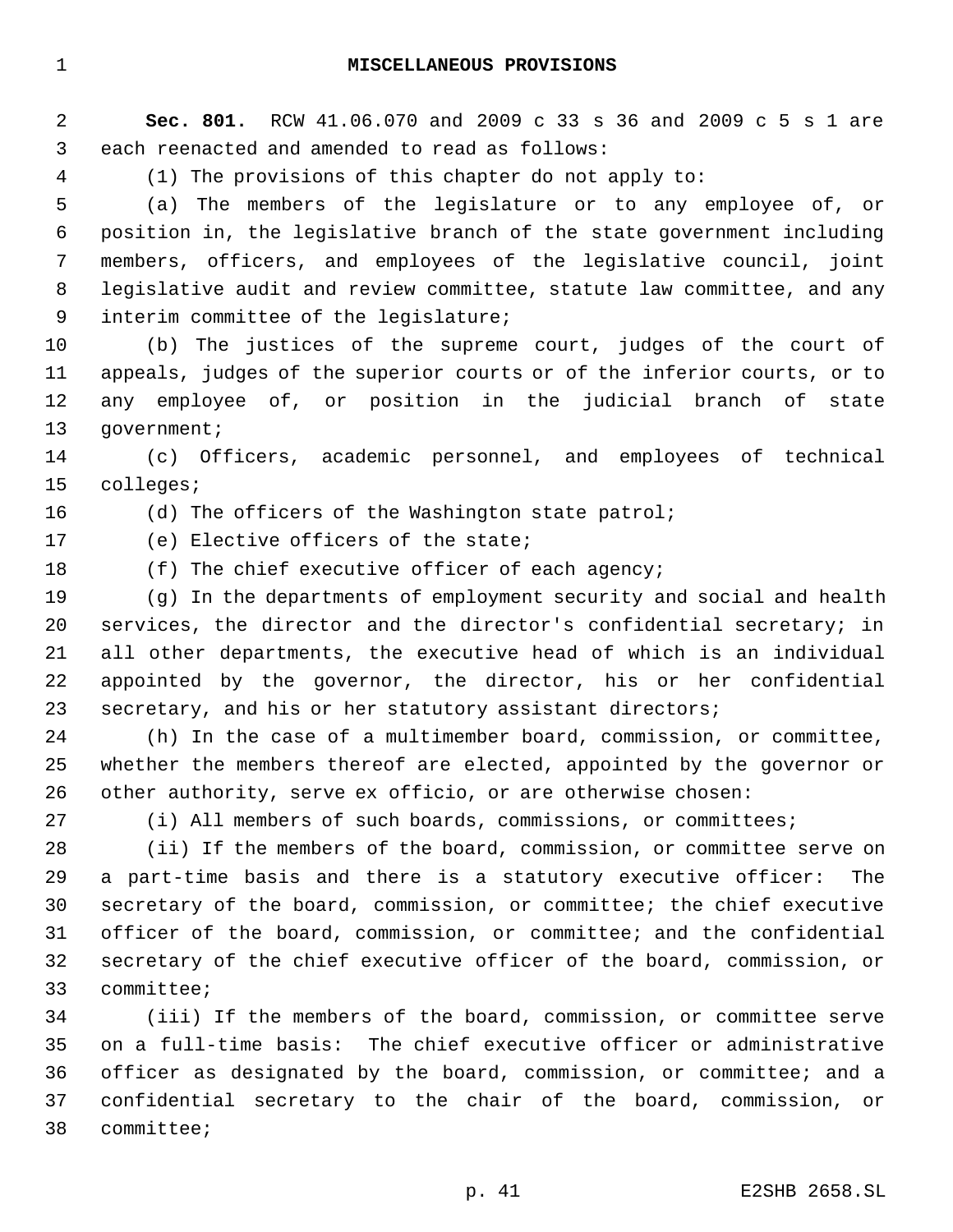## MISCELLANEOUS PROVISIONS

**Sec. 801.** RCW 41.06.070 and 2009 c 33 s 36 and 2009 c 5 s 1 are each reenacted and amended to read as follows:

(1) The provisions of this chapter do not apply to:

(a) The members of the legislature or to any employee of, or position in, the legislative branch of the state government including members, officers, and employees of the legislative council, joint legislative audit and review committee, statute law committee, and any interim committee of the legislature;

(b) The justices of the supreme court, judges of the court of appeals, judges of the superior courts or of the inferior courts, or to any employee of, or position in the judicial branch of state government;

(c) Officers, academic personnel, and employees of technical colleges;

(d) The officers of the Washington state patrol;

(e) Elective officers of the state;

(f) The chief executive officer of each agency;

(g) In the departments of employment security and social and health services, the director and the director's confidential secretary; in all other departments, the executive head of which is an individual appointed by the governor, the director, his or her confidential secretary, and his or her statutory assistant directors;

(h) In the case of a multimember board, commission, or committee, whether the members thereof are elected, appointed by the governor or other authority, serve ex officio, or are otherwise chosen:

(i) All members of such boards, commissions, or committees;

(ii) If the members of the board, commission, or committee serve on a part-time basis and there is a statutory executive officer: The secretary of the board, commission, or committee; the chief executive officer of the board, commission, or committee; and the confidential secretary of the chief executive officer of the board, commission, or committee;

(iii) If the members of the board, commission, or committee serve on a full-time basis: The chief executive officer or administrative officer as designated by the board, commission, or committee; and a confidential secretary to the chair of the board, commission, or committee;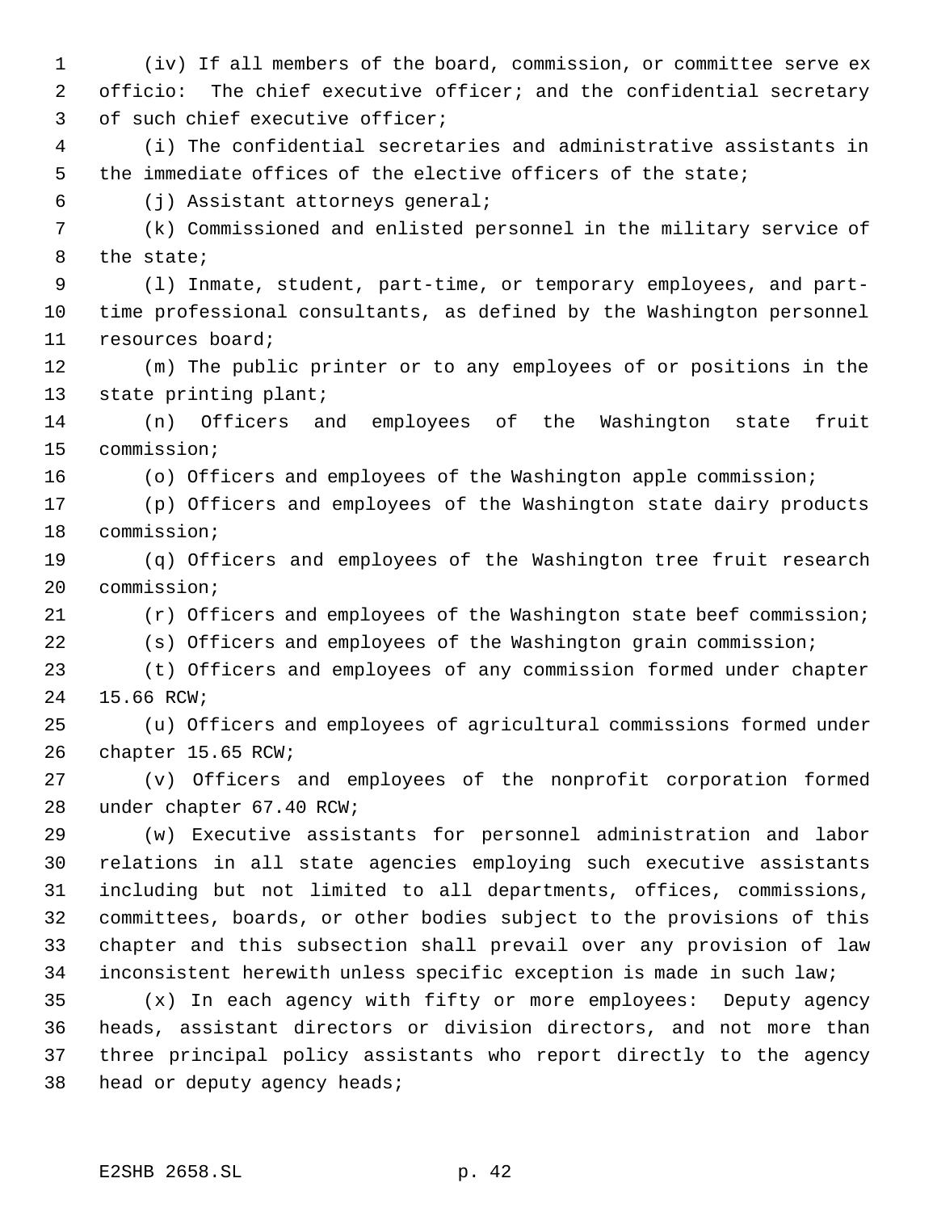(iv) If all members of the board, commission, or committee serve ex officio: The chief executive officer; and the confidential secretary of such chief executive officer;

(i) The confidential secretaries and administrative assistants in the immediate offices of the elective officers of the state;

(j) Assistant attorneys general;

(k) Commissioned and enlisted personnel in the military service of the state;

(l) Inmate, student, part-time, or temporary employees, and part-time professional consultants, as defined by the Washington personnel resources board;

(m) The public printer or to any employees of or positions in the state printing plant;

(n) Officers and employees of the Washington state fruit commission;

(o) Officers and employees of the Washington apple commission;

(p) Officers and employees of the Washington state dairy products commission;

(q) Officers and employees of the Washington tree fruit research commission;

(r) Officers and employees of the Washington state beef commission;

(s) Officers and employees of the Washington grain commission;

(t) Officers and employees of any commission formed under chapter 15.66 RCW;

(u) Officers and employees of agricultural commissions formed under chapter 15.65 RCW;

(v) Officers and employees of the nonprofit corporation formed under chapter 67.40 RCW;

(w) Executive assistants for personnel administration and labor relations in all state agencies employing such executive assistants including but not limited to all departments, offices, commissions, committees, boards, or other bodies subject to the provisions of this chapter and this subsection shall prevail over any provision of law inconsistent herewith unless specific exception is made in such law;

(x) In each agency with fifty or more employees: Deputy agency heads, assistant directors or division directors, and not more than three principal policy assistants who report directly to the agency head or deputy agency heads;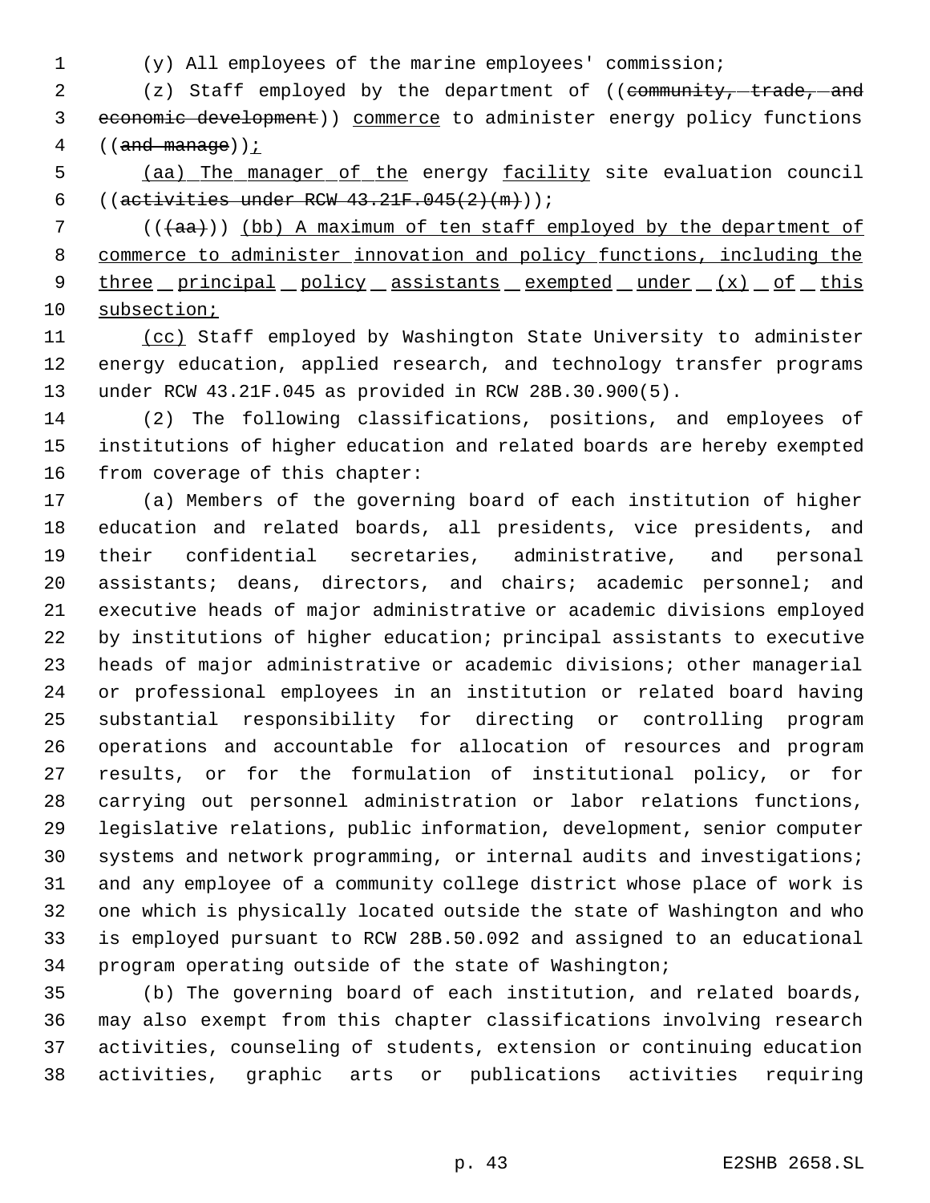(y) All employees of the marine employees' commission;

(z) Staff employed by the department of ((community, trade, and economic development)) commerce to administer energy policy functions ((and manage));

(aa) The manager of the energy facility site evaluation council ((activities under RCW 43.21F.045(2)(m)));

(((aa))) (bb) A maximum of ten staff employed by the department of commerce to administer innovation and policy functions, including the three principal policy assistants exempted under (x) of this subsection;

(cc) Staff employed by Washington State University to administer energy education, applied research, and technology transfer programs under RCW 43.21F.045 as provided in RCW 28B.30.900(5).

(2) The following classifications, positions, and employees of institutions of higher education and related boards are hereby exempted from coverage of this chapter:

(a) Members of the governing board of each institution of higher education and related boards, all presidents, vice presidents, and their confidential secretaries, administrative, and personal assistants; deans, directors, and chairs; academic personnel; and executive heads of major administrative or academic divisions employed by institutions of higher education; principal assistants to executive heads of major administrative or academic divisions; other managerial or professional employees in an institution or related board having substantial responsibility for directing or controlling program operations and accountable for allocation of resources and program results, or for the formulation of institutional policy, or for carrying out personnel administration or labor relations functions, legislative relations, public information, development, senior computer systems and network programming, or internal audits and investigations; and any employee of a community college district whose place of work is one which is physically located outside the state of Washington and who is employed pursuant to RCW 28B.50.092 and assigned to an educational program operating outside of the state of Washington;

(b) The governing board of each institution, and related boards, may also exempt from this chapter classifications involving research activities, counseling of students, extension or continuing education activities, graphic arts or publications activities requiring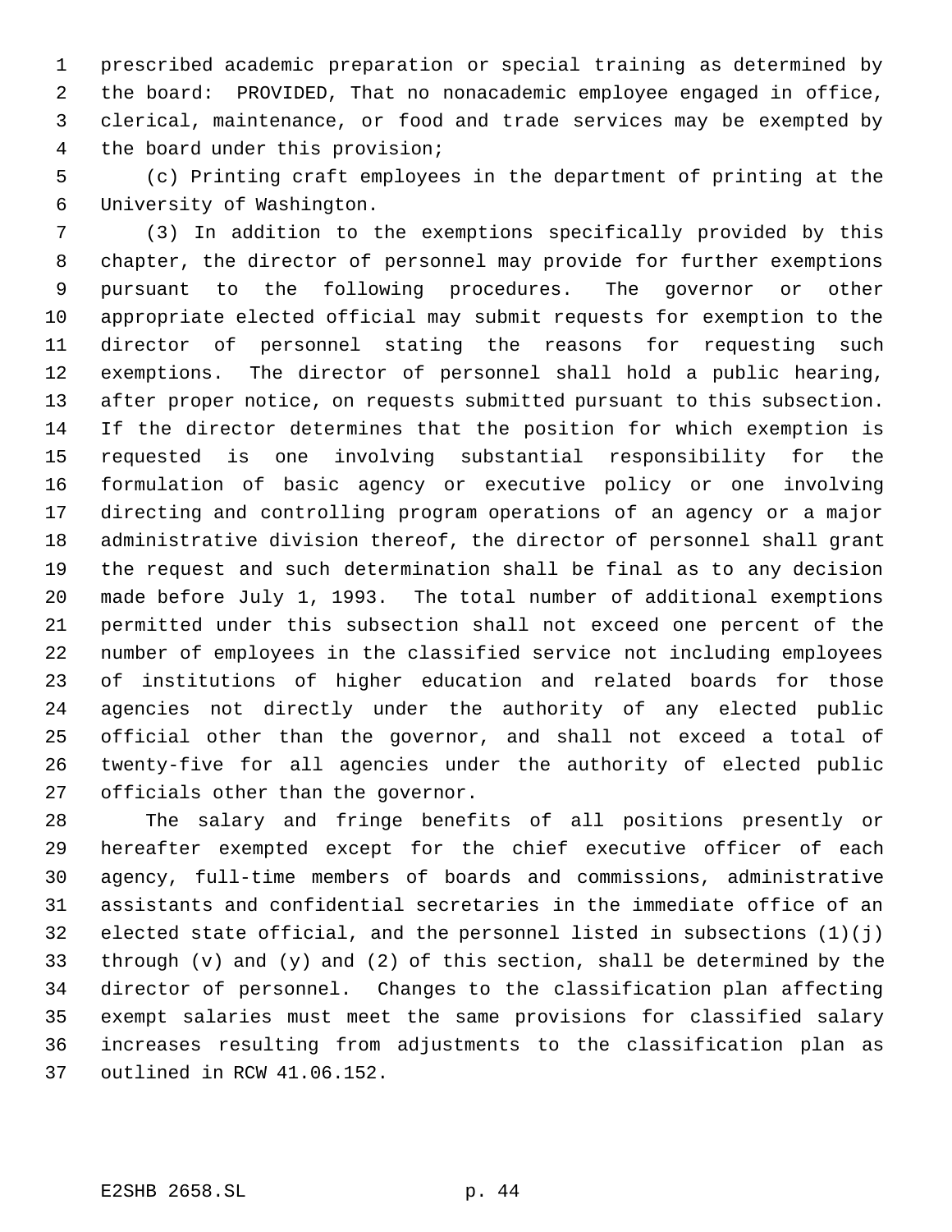prescribed academic preparation or special training as determined by the board: PROVIDED, That no nonacademic employee engaged in office, clerical, maintenance, or food and trade services may be exempted by the board under this provision;

(c) Printing craft employees in the department of printing at the University of Washington.

(3) In addition to the exemptions specifically provided by this chapter, the director of personnel may provide for further exemptions pursuant to the following procedures. The governor or other appropriate elected official may submit requests for exemption to the director of personnel stating the reasons for requesting such exemptions. The director of personnel shall hold a public hearing, after proper notice, on requests submitted pursuant to this subsection. If the director determines that the position for which exemption is requested is one involving substantial responsibility for the formulation of basic agency or executive policy or one involving directing and controlling program operations of an agency or a major administrative division thereof, the director of personnel shall grant the request and such determination shall be final as to any decision made before July 1, 1993. The total number of additional exemptions permitted under this subsection shall not exceed one percent of the number of employees in the classified service not including employees of institutions of higher education and related boards for those agencies not directly under the authority of any elected public official other than the governor, and shall not exceed a total of twenty-five for all agencies under the authority of elected public officials other than the governor.

The salary and fringe benefits of all positions presently or hereafter exempted except for the chief executive officer of each agency, full-time members of boards and commissions, administrative assistants and confidential secretaries in the immediate office of an elected state official, and the personnel listed in subsections (1)(j) through (v) and (y) and (2) of this section, shall be determined by the director of personnel. Changes to the classification plan affecting exempt salaries must meet the same provisions for classified salary increases resulting from adjustments to the classification plan as outlined in RCW 41.06.152.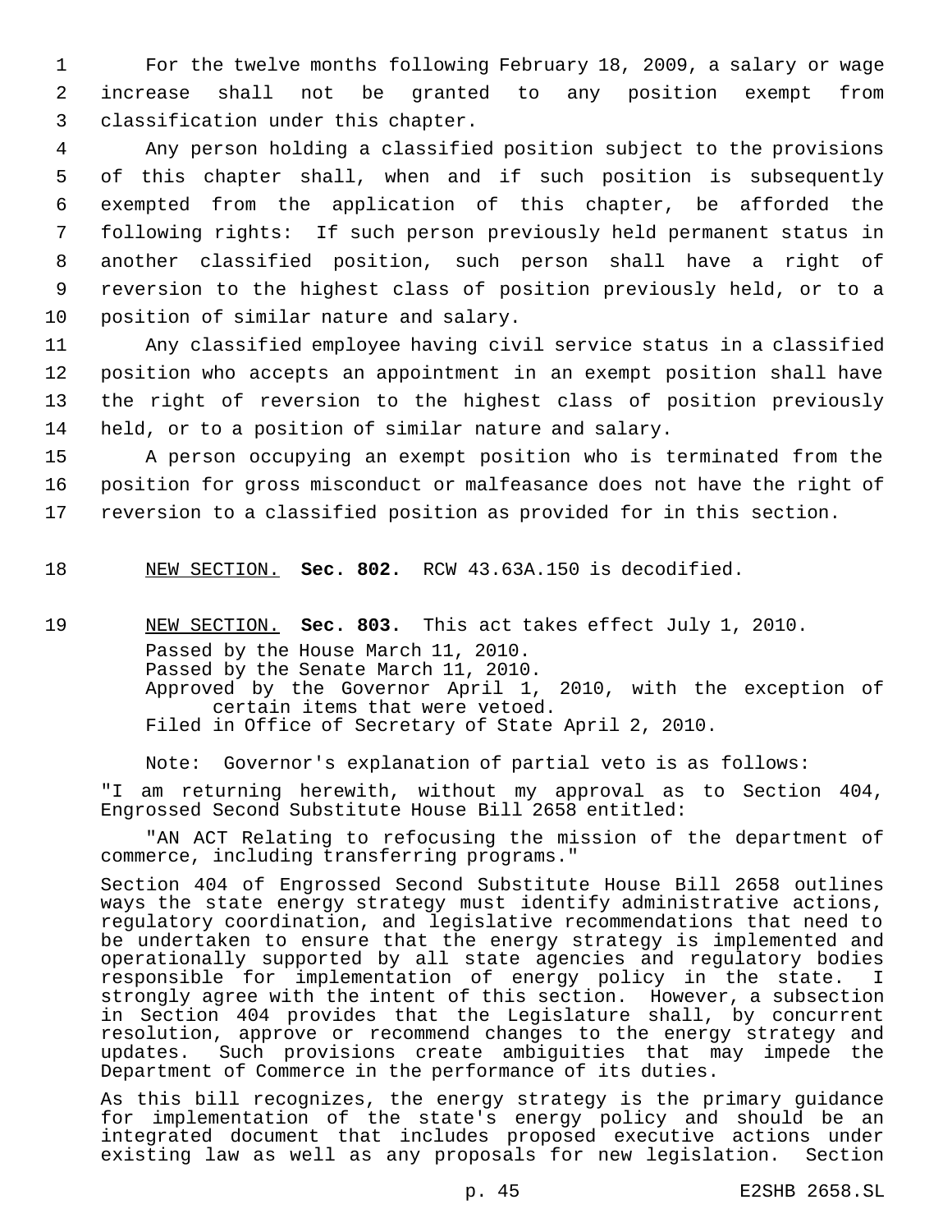For the twelve months following February 18, 2009, a salary or wage increase shall not be granted to any position exempt from classification under this chapter.

Any person holding a classified position subject to the provisions of this chapter shall, when and if such position is subsequently exempted from the application of this chapter, be afforded the following rights: If such person previously held permanent status in another classified position, such person shall have a right of reversion to the highest class of position previously held, or to a position of similar nature and salary.

Any classified employee having civil service status in a classified position who accepts an appointment in an exempt position shall have the right of reversion to the highest class of position previously held, or to a position of similar nature and salary.

A person occupying an exempt position who is terminated from the position for gross misconduct or malfeasance does not have the right of reversion to a classified position as provided for in this section.

NEW SECTION. **Sec. 802.** RCW 43.63A.150 is decodified.

NEW SECTION. **Sec. 803.** This act takes effect July 1, 2010.

Passed by the House March 11, 2010.
Passed by the Senate March 11, 2010.
Approved by the Governor April 1, 2010, with the exception of certain items that were vetoed.
Filed in Office of Secretary of State April 2, 2010.

Note: Governor's explanation of partial veto is as follows:

"I am returning herewith, without my approval as to Section 404, Engrossed Second Substitute House Bill 2658 entitled:

"AN ACT Relating to refocusing the mission of the department of commerce, including transferring programs."

Section 404 of Engrossed Second Substitute House Bill 2658 outlines ways the state energy strategy must identify administrative actions, regulatory coordination, and legislative recommendations that need to be undertaken to ensure that the energy strategy is implemented and operationally supported by all state agencies and regulatory bodies responsible for implementation of energy policy in the state. I strongly agree with the intent of this section. However, a subsection in Section 404 provides that the Legislature shall, by concurrent resolution, approve or recommend changes to the energy strategy and updates. Such provisions create ambiguities that may impede the Department of Commerce in the performance of its duties.

As this bill recognizes, the energy strategy is the primary guidance for implementation of the state's energy policy and should be an integrated document that includes proposed executive actions under existing law as well as any proposals for new legislation. Section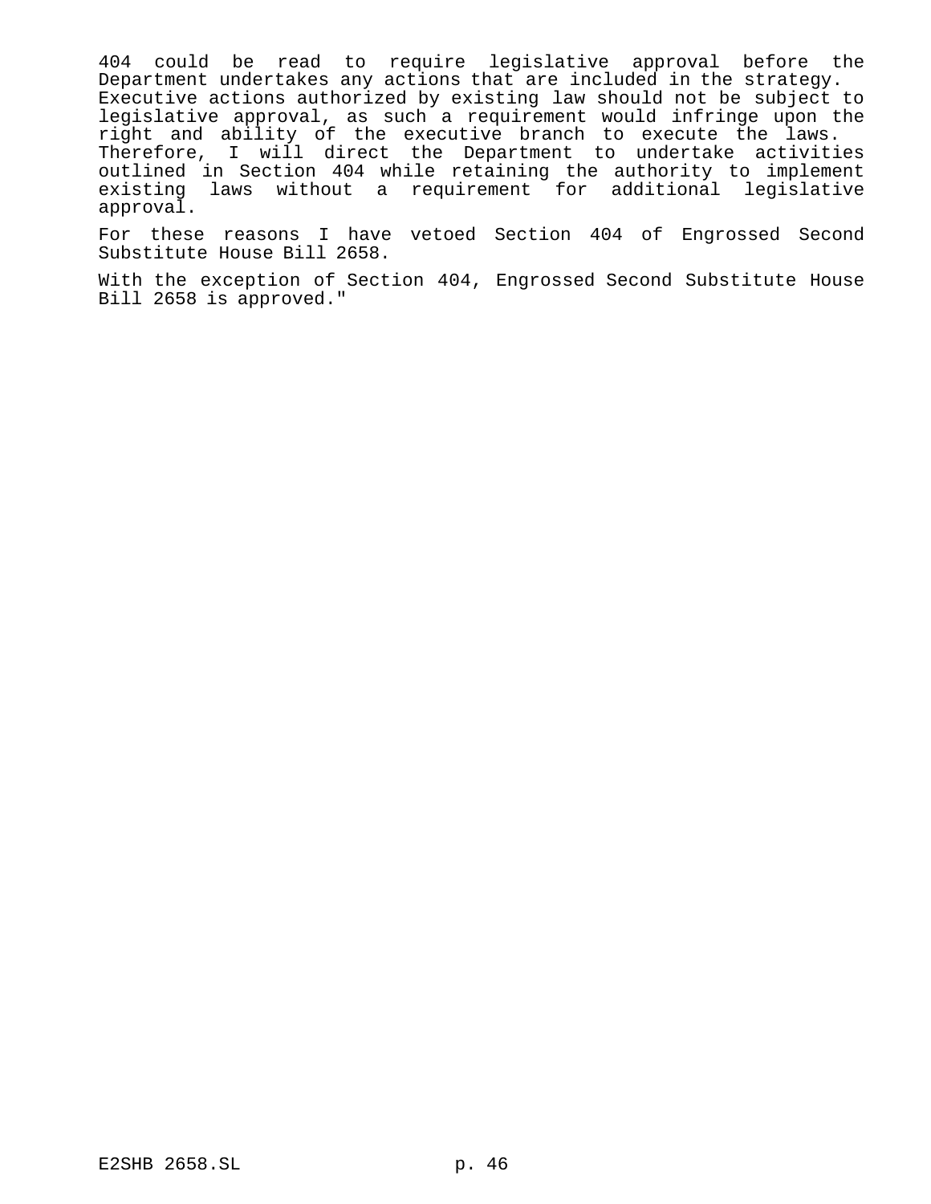404 could be read to require legislative approval before the Department undertakes any actions that are included in the strategy. Executive actions authorized by existing law should not be subject to legislative approval, as such a requirement would infringe upon the right and ability of the executive branch to execute the laws. Therefore, I will direct the Department to undertake activities outlined in Section 404 while retaining the authority to implement existing laws without a requirement for additional legislative approval.

For these reasons I have vetoed Section 404 of Engrossed Second Substitute House Bill 2658.

With the exception of Section 404, Engrossed Second Substitute House Bill 2658 is approved."